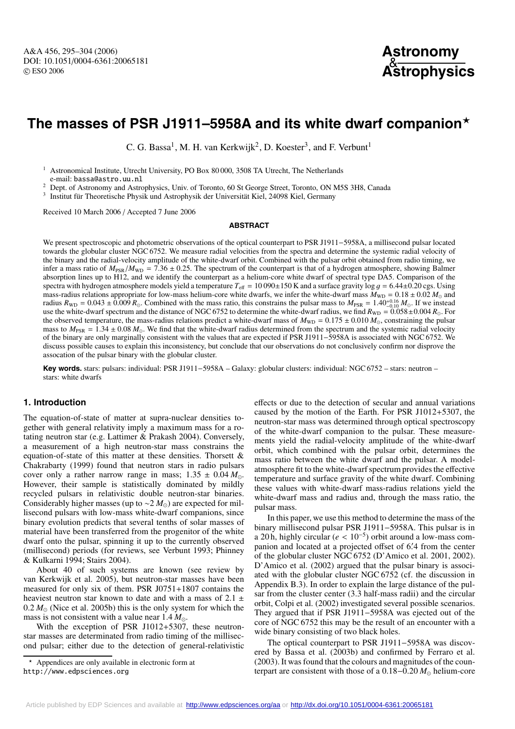# The masses of PSR J1911–5958A and its white dwarf companion*

C. G. Bassa[1], M. H. van Kerkwijk[2], D. Koester[3], and F. Verbunt[1]

[1] Astronomical Institute, Utrecht University, PO Box 80 000, 3508 TA Utrecht, The Netherlands
e-mail: bassa@astro.uu.nl

[2] Dept. of Astronomy and Astrophysics, Univ. of Toronto, 60 St George Street, Toronto, ON M5S 3H8, Canada

[3] Institut für Theoretische Physik und Astrophysik der Universität Kiel, 24098 Kiel, Germany

Received 10 March 2006 / Accepted 7 June 2006

## ABSTRACT

We present spectroscopic and photometric observations of the optical counterpart to PSR J1911−5958A, a millisecond pulsar located towards the globular cluster NGC 6752. We measure radial velocities from the spectra and determine the systemic radial velocity of the binary and the radial-velocity amplitude of the white-dwarf orbit. Combined with the pulsar orbit obtained from radio timing, we infer a mass ratio of $M_{\rm PSR}/M_{\rm WD} = 7.36 \pm 0.25$. The spectrum of the counterpart is that of a hydrogen atmosphere, showing Balmer absorption lines up to H12, and we identify the counterpart as a helium-core white dwarf of spectral type DA5. Comparison of the spectra with hydrogen atmosphere models yield a temperature $T_{\rm eff} = 10\,090 \pm 150$ K and a surface gravity $\log g = 6.44 \pm 0.20$ cgs. Using mass-radius relations appropriate for low-mass helium-core white dwarfs, we infer the white-dwarf mass $M_{\rm WD} = 0.18 \pm 0.02\,M_{\odot}$ and radius $R_{\rm WD} = 0.043 \pm 0.009\,R_{\odot}$. Combined with the mass ratio, this constrains the pulsar mass to $M_{\rm PSR} = 1.40^{+0.16}_{-0.10}\,M_{\odot}$. If we instead use the white-dwarf spectrum and the distance of NGC 6752 to determine the white-dwarf radius, we find $R_{\rm WD} = 0.058 \pm 0.004\,R_{\odot}$. For the observed temperature, the mass-radius relations predict a white-dwarf mass of $M_{\rm WD} = 0.175 \pm 0.010\,M_{\odot}$, constraining the pulsar mass to $M_{\rm PSR} = 1.34 \pm 0.08\,M_{\odot}$. We find that the white-dwarf radius determined from the spectrum and the systemic radial velocity of the binary are only marginally consistent with the values that are expected if PSR J1911−5958A is associated with NGC 6752. We discuss possible causes to explain this inconsistency, but conclude that our observations do not conclusively confirm nor disprove the association of the pulsar binary with the globular cluster.

**Key words.** stars: pulsars: individual: PSR J1911−5958A – Galaxy: globular clusters: individual: NGC 6752 – stars: neutron – stars: white dwarfs

## 1. Introduction

The equation-of-state of matter at supra-nuclear densities together with general relativity imply a maximum mass for a rotating neutron star (e.g. Lattimer & Prakash 2004). Conversely, a measurement of a high neutron-star mass constrains the equation-of-state of this matter at these densities. Thorsett & Chakrabarty (1999) found that neutron stars in radio pulsars cover only a rather narrow range in mass; $1.35 \pm 0.04\,M_{\odot}$. However, their sample is statistically dominated by mildly recycled pulsars in relativistic double neutron-star binaries. Considerably higher masses (up to $\sim 2\,M_{\odot}$) are expected for millisecond pulsars with low-mass white-dwarf companions, since binary evolution predicts that several tenths of solar masses of material have been transferred from the progenitor of the white dwarf onto the pulsar, spinning it up to the currently observed (millisecond) periods (for reviews, see Verbunt 1993; Phinney & Kulkarni 1994; Stairs 2004).

About 40 of such systems are known (see review by van Kerkwijk et al. 2005), but neutron-star masses have been measured for only six of them. PSR J0751+1807 contains the heaviest neutron star known to date and with a mass of $2.1 \pm 0.2\,M_{\odot}$ (Nice et al. 2005b) this is the only system for which the mass is not consistent with a value near $1.4\,M_{\odot}$.

With the exception of PSR J1012+5307, these neutron-star masses are determined from radio timing of the millisecond pulsar; either due to the detection of general-relativistic effects or due to the detection of secular and annual variations caused by the motion of the Earth. For PSR J1012+5307, the neutron-star mass was determined through optical spectroscopy of the white-dwarf companion to the pulsar. These measurements yield the radial-velocity amplitude of the white-dwarf orbit, which combined with the pulsar orbit, determines the mass ratio between the white dwarf and the pulsar. A model-atmosphere fit to the white-dwarf spectrum provides the effective temperature and surface gravity of the white dwarf. Combining these values with white-dwarf mass-radius relations yield the white-dwarf mass and radius and, through the mass ratio, the pulsar mass.

In this paper, we use this method to determine the mass of the binary millisecond pulsar PSR J1911−5958A. This pulsar is in a 20 h, highly circular ($e < 10^{-5}$) orbit around a low-mass companion and located at a projected offset of 6.′4 from the center of the globular cluster NGC 6752 (D'Amico et al. 2001, 2002). D'Amico et al. (2002) argued that the pulsar binary is associated with the globular cluster NGC 6752 (cf. the discussion in Appendix B.3). In order to explain the large distance of the pulsar from the cluster center (3.3 half-mass radii) and the circular orbit, Colpi et al. (2002) investigated several possible scenarios. They argued that if PSR J1911−5958A was ejected out of the core of NGC 6752 this may be the result of an encounter with a wide binary consisting of two black holes.

The optical counterpart to PSR J1911−5958A was discovered by Bassa et al. (2003b) and confirmed by Ferraro et al. (2003). It was found that the colours and magnitudes of the counterpart are consistent with those of a 0.18–0.20 $M_{\odot}$ helium-core

* Appendices are only available in electronic form at http://www.edpsciences.org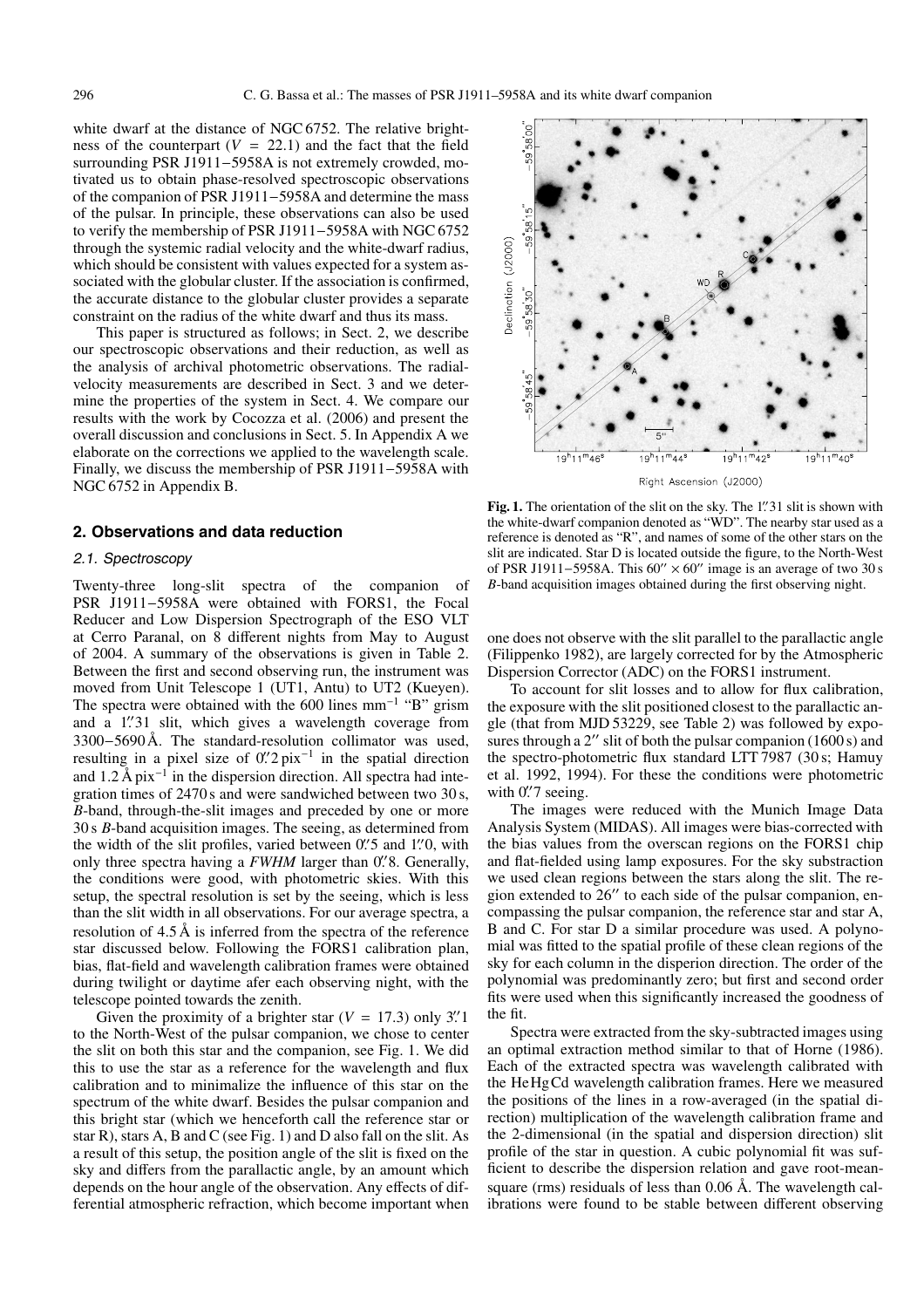white dwarf at the distance of NGC 6752. The relative brightness of the counterpart ($V = 22.1$) and the fact that the field surrounding PSR J1911−5958A is not extremely crowded, motivated us to obtain phase-resolved spectroscopic observations of the companion of PSR J1911−5958A and determine the mass of the pulsar. In principle, these observations can also be used to verify the membership of PSR J1911−5958A with NGC 6752 through the systemic radial velocity and the white-dwarf radius, which should be consistent with values expected for a system associated with the globular cluster. If the association is confirmed, the accurate distance to the globular cluster provides a separate constraint on the radius of the white dwarf and thus its mass.

This paper is structured as follows; in Sect. 2, we describe our spectroscopic observations and their reduction, as well as the analysis of archival photometric observations. The radial-velocity measurements are described in Sect. 3 and we determine the properties of the system in Sect. 4. We compare our results with the work by Cocozza et al. (2006) and present the overall discussion and conclusions in Sect. 5. In Appendix A we elaborate on the corrections we applied to the wavelength scale. Finally, we discuss the membership of PSR J1911−5958A with NGC 6752 in Appendix B.

## 2. Observations and data reduction

### 2.1. Spectroscopy

Twenty-three long-slit spectra of the companion of PSR J1911−5958A were obtained with FORS1, the Focal Reducer and Low Dispersion Spectrograph of the ESO VLT at Cerro Paranal, on 8 different nights from May to August of 2004. A summary of the observations is given in Table 2. Between the first and second observing run, the instrument was moved from Unit Telescope 1 (UT1, Antu) to UT2 (Kueyen). The spectra were obtained with the 600 lines mm$^{-1}$ "B" grism and a 1.″31 slit, which gives a wavelength coverage from 3300−5690 Å. The standard-resolution collimator was used, resulting in a pixel size of 0.″2 pix$^{-1}$ in the spatial direction and 1.2 Å pix$^{-1}$ in the dispersion direction. All spectra had integration times of 2470 s and were sandwiched between two 30 s, *B*-band, through-the-slit images and preceded by one or more 30 s *B*-band acquisition images. The seeing, as determined from the width of the slit profiles, varied between 0.″5 and 1.″0, with only three spectra having a *FWHM* larger than 0.″8. Generally, the conditions were good, with photometric skies. With this setup, the spectral resolution is set by the seeing, which is less than the slit width in all observations. For our average spectra, a resolution of 4.5 Å is inferred from the spectra of the reference star discussed below. Following the FORS1 calibration plan, bias, flat-field and wavelength calibration frames were obtained during twilight or daytime afer each observing night, with the telescope pointed towards the zenith.

Given the proximity of a brighter star ($V = 17.3$) only 3.″1 to the North-West of the pulsar companion, we chose to center the slit on both this star and the companion, see Fig. 1. We did this to use the star as a reference for the wavelength and flux calibration and to minimalize the influence of this star on the spectrum of the white dwarf. Besides the pulsar companion and this bright star (which we henceforth call the reference star or star R), stars A, B and C (see Fig. 1) and D also fall on the slit. As a result of this setup, the position angle of the slit is fixed on the sky and differs from the parallactic angle, by an amount which depends on the hour angle of the observation. Any effects of differential atmospheric refraction, which become important when one does not observe with the slit parallel to the parallactic angle (Filippenko 1982), are largely corrected for by the Atmospheric Dispersion Corrector (ADC) on the FORS1 instrument.

**Fig. 1.** The orientation of the slit on the sky. The 1.″31 slit is shown with the white-dwarf companion denoted as "WD". The nearby star used as a reference is denoted as "R", and names of some of the other stars on the slit are indicated. Star D is located outside the figure, to the North-West of PSR J1911−5958A. This 60″ × 60″ image is an average of two 30 s *B*-band acquisition images obtained during the first observing night.

To account for slit losses and to allow for flux calibration, the exposure with the slit positioned closest to the parallactic angle (that from MJD 53229, see Table 2) was followed by exposures through a 2″ slit of both the pulsar companion (1600 s) and the spectro-photometric flux standard LTT 7987 (30 s; Hamuy et al. 1992, 1994). For these the conditions were photometric with 0.″7 seeing.

The images were reduced with the Munich Image Data Analysis System (MIDAS). All images were bias-corrected with the bias values from the overscan regions on the FORS1 chip and flat-fielded using lamp exposures. For the sky substraction we used clean regions between the stars along the slit. The region extended to 26″ to each side of the pulsar companion, encompassing the pulsar companion, the reference star and star A, B and C. For star D a similar procedure was used. A polynomial was fitted to the spatial profile of these clean regions of the sky for each column in the disperion direction. The order of the polynomial was predominantly zero; but first and second order fits were used when this significantly increased the goodness of the fit.

Spectra were extracted from the sky-subtracted images using an optimal extraction method similar to that of Horne (1986). Each of the extracted spectra was wavelength calibrated with the HeHgCd wavelength calibration frames. Here we measured the positions of the lines in a row-averaged (in the spatial direction) multiplication of the wavelength calibration frame and the 2-dimensional (in the spatial and dispersion direction) slit profile of the star in question. A cubic polynomial fit was sufficient to describe the dispersion relation and gave root-mean-square (rms) residuals of less than 0.06 Å. The wavelength calibrations were found to be stable between different observing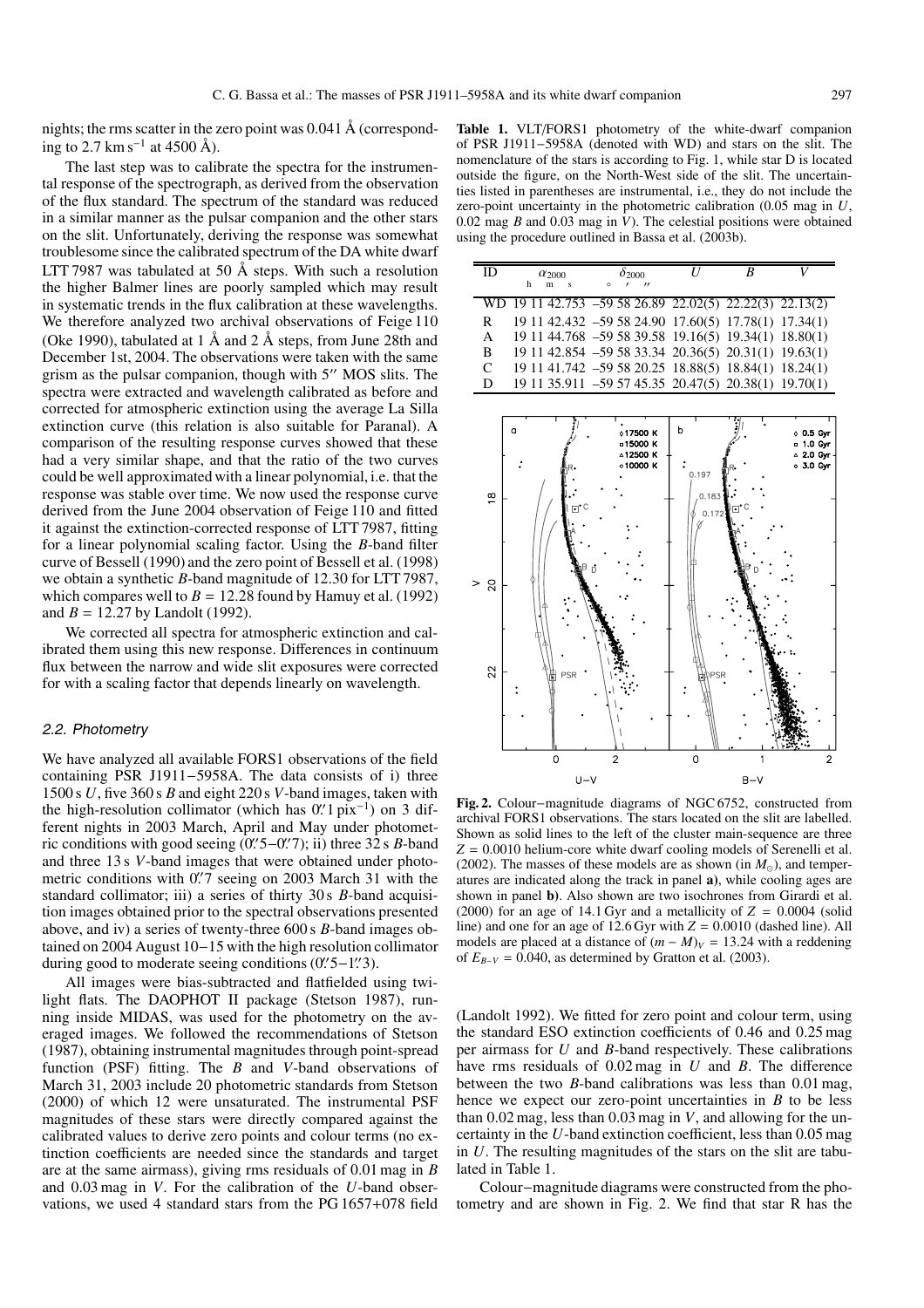nights; the rms scatter in the zero point was 0.041 Å (corresponding to 2.7 km s$^{-1}$ at 4500 Å).

The last step was to calibrate the spectra for the instrumental response of the spectrograph, as derived from the observation of the flux standard. The spectrum of the standard was reduced in a similar manner as the pulsar companion and the other stars on the slit. Unfortunately, deriving the response was somewhat troublesome since the calibrated spectrum of the DA white dwarf LTT 7987 was tabulated at 50 Å steps. With such a resolution the higher Balmer lines are poorly sampled which may result in systematic trends in the flux calibration at these wavelengths. We therefore analyzed two archival observations of Feige 110 (Oke 1990), tabulated at 1 Å and 2 Å steps, from June 28th and December 1st, 2004. The observations were taken with the same grism as the pulsar companion, though with 5″ MOS slits. The spectra were extracted and wavelength calibrated as before and corrected for atmospheric extinction using the average La Silla extinction curve (this relation is also suitable for Paranal). A comparison of the resulting response curves showed that these had a very similar shape, and that the ratio of the two curves could be well approximated with a linear polynomial, i.e. that the response was stable over time. We now used the response curve derived from the June 2004 observation of Feige 110 and fitted it against the extinction-corrected response of LTT 7987, fitting for a linear polynomial scaling factor. Using the $B$-band filter curve of Bessell (1990) and the zero point of Bessell et al. (1998) we obtain a synthetic $B$-band magnitude of 12.30 for LTT 7987, which compares well to $B = 12.28$ found by Hamuy et al. (1992) and $B = 12.27$ by Landolt (1992).

We corrected all spectra for atmospheric extinction and calibrated them using this new response. Differences in continuum flux between the narrow and wide slit exposures were corrected for with a scaling factor that depends linearly on wavelength.

### 2.2. Photometry

We have analyzed all available FORS1 observations of the field containing PSR J1911−5958A. The data consists of i) three 1500 s $U$, five 360 s $B$ and eight 220 s $V$-band images, taken with the high-resolution collimator (which has 0.″1 pix$^{-1}$) on 3 different nights in 2003 March, April and May under photometric conditions with good seeing (0.″5–0.″7); ii) three 32 s $B$-band and three 13 s $V$-band images that were obtained under photometric conditions with 0.″7 seeing on 2003 March 31 with the standard collimator; iii) a series of thirty 30 s $B$-band acquisition images obtained prior to the spectral observations presented above, and iv) a series of twenty-three 600 s $B$-band images obtained on 2004 August 10–15 with the high resolution collimator during good to moderate seeing conditions (0.″5–1.″3).

All images were bias-subtracted and flatfielded using twilight flats. The DAOPHOT II package (Stetson 1987), running inside MIDAS, was used for the photometry on the averaged images. We followed the recommendations of Stetson (1987), obtaining instrumental magnitudes through point-spread function (PSF) fitting. The $B$ and $V$-band observations of March 31, 2003 include 20 photometric standards from Stetson (2000) of which 12 were unsaturated. The instrumental PSF magnitudes of these stars were directly compared against the calibrated values to derive zero points and colour terms (no extinction coefficients are needed since the standards and target are at the same airmass), giving rms residuals of 0.01 mag in $B$ and 0.03 mag in $V$. For the calibration of the $U$-band observations, we used 4 standard stars from the PG 1657+078 field (Landolt 1992). We fitted for zero point and colour term, using the standard ESO extinction coefficients of 0.46 and 0.25 mag per airmass for $U$ and $B$-band respectively. These calibrations have rms residuals of 0.02 mag in $U$ and $B$. The difference between the two $B$-band calibrations was less than 0.01 mag, hence we expect our zero-point uncertainties in $B$ to be less than 0.02 mag, less than 0.03 mag in $V$, and allowing for the uncertainty in the $U$-band extinction coefficient, less than 0.05 mag in $U$. The resulting magnitudes of the stars on the slit are tabulated in Table 1.

Colour–magnitude diagrams were constructed from the photometry and are shown in Fig. 2. We find that star R has the

**Table 1.** VLT/FORS1 photometry of the white-dwarf companion of PSR J1911−5958A (denoted with WD) and stars on the slit. The nomenclature of the stars is according to Fig. 1, while star D is located outside the figure, on the North-West side of the slit. The uncertainties listed in parentheses are instrumental, i.e., they do not include the zero-point uncertainty in the photometric calibration (0.05 mag in $U$, 0.02 mag $B$ and 0.03 mag in $V$). The celestial positions were obtained using the procedure outlined in Bassa et al. (2003b).

| ID | $\alpha_{2000}$ (h m s) | $\delta_{2000}$ (° ′ ″) | $U$ | $B$ | $V$ |
|---|---|---|---|---|---|
| WD | 19 11 42.753 | −59 58 26.89 | 22.02(5) | 22.22(3) | 22.13(2) |
| R | 19 11 42.432 | −59 58 24.90 | 17.60(5) | 17.78(1) | 17.34(1) |
| A | 19 11 44.768 | −59 58 39.58 | 19.16(5) | 19.34(1) | 18.80(1) |
| B | 19 11 42.854 | −59 58 33.34 | 20.36(5) | 20.31(1) | 19.63(1) |
| C | 19 11 41.742 | −59 58 20.25 | 18.88(5) | 18.84(1) | 18.24(1) |
| D | 19 11 35.911 | −59 57 45.35 | 20.47(5) | 20.38(1) | 19.70(1) |

**Fig. 2.** Colour–magnitude diagrams of NGC 6752, constructed from archival FORS1 observations. The stars located on the slit are labelled. Shown as solid lines to the left of the cluster main-sequence are three $Z = 0.0010$ helium-core white dwarf cooling models of Serenelli et al. (2002). The masses of these models are as shown (in $M_{\odot}$), and temperatures are indicated along the track in panel **a)**, while cooling ages are shown in panel **b)**. Also shown are two isochrones from Girardi et al. (2000) for an age of 14.1 Gyr and a metallicity of $Z = 0.0004$ (solid line) and one for an age of 12.6 Gyr with $Z = 0.0010$ (dashed line). All models are placed at a distance of $(m - M)_V = 13.24$ with a reddening of $E_{B-V} = 0.040$, as determined by Gratton et al. (2003).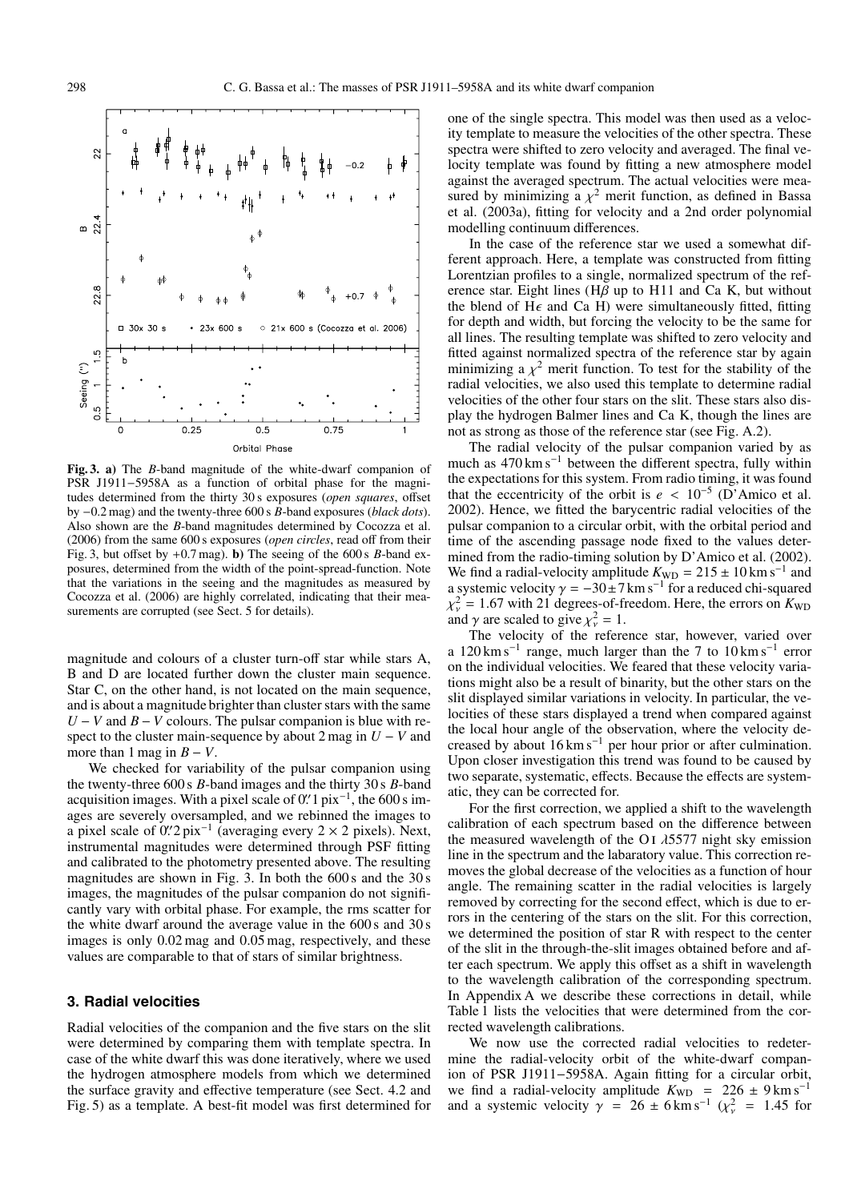**Fig. 3. a)** The *B*-band magnitude of the white-dwarf companion of PSR J1911−5958A as a function of orbital phase for the magnitudes determined from the thirty 30 s exposures (*open squares*, offset by −0.2 mag) and the twenty-three 600 s *B*-band exposures (*black dots*). Also shown are the *B*-band magnitudes determined by Cocozza et al. (2006) from the same 600 s exposures (*open circles*, read off from their Fig. 3, but offset by +0.7 mag). **b)** The seeing of the 600 s *B*-band exposures, determined from the width of the point-spread-function. Note that the variations in the seeing and the magnitudes as measured by Cocozza et al. (2006) are highly correlated, indicating that their measurements are corrupted (see Sect. 5 for details).

magnitude and colours of a cluster turn-off star while stars A, B and D are located further down the cluster main sequence. Star C, on the other hand, is not located on the main sequence, and is about a magnitude brighter than cluster stars with the same $U-V$ and $B-V$ colours. The pulsar companion is blue with respect to the cluster main-sequence by about 2 mag in $U-V$ and more than 1 mag in $B-V$.

We checked for variability of the pulsar companion using the twenty-three 600 s *B*-band images and the thirty 30 s *B*-band acquisition images. With a pixel scale of $0\farcs1\,\mathrm{pix}^{-1}$, the 600 s images are severely oversampled, and we rebinned the images to a pixel scale of $0\farcs2\,\mathrm{pix}^{-1}$ (averaging every $2\times2$ pixels). Next, instrumental magnitudes were determined through PSF fitting and calibrated to the photometry presented above. The resulting magnitudes are shown in Fig. 3. In both the 600 s and the 30 s images, the magnitudes of the pulsar companion do not significantly vary with orbital phase. For example, the rms scatter for the white dwarf around the average value in the 600 s and 30 s images is only 0.02 mag and 0.05 mag, respectively, and these values are comparable to that of stars of similar brightness.

## 3. Radial velocities

Radial velocities of the companion and the five stars on the slit were determined by comparing them with template spectra. In case of the white dwarf this was done iteratively, where we used the hydrogen atmosphere models from which we determined the surface gravity and effective temperature (see Sect. 4.2 and Fig. 5) as a template. A best-fit model was first determined for one of the single spectra. This model was then used as a velocity template to measure the velocities of the other spectra. These spectra were shifted to zero velocity and averaged. The final velocity template was found by fitting a new atmosphere model against the averaged spectrum. The actual velocities were measured by minimizing a $\chi^2$ merit function, as defined in Bassa et al. (2003a), fitting for velocity and a 2nd order polynomial modelling continuum differences.

In the case of the reference star we used a somewhat different approach. Here, a template was constructed from fitting Lorentzian profiles to a single, normalized spectrum of the reference star. Eight lines (H$\beta$ up to H11 and Ca K, but without the blend of H$\epsilon$ and Ca H) were simultaneously fitted, fitting for depth and width, but forcing the velocity to be the same for all lines. The resulting template was shifted to zero velocity and fitted against normalized spectra of the reference star by again minimizing a $\chi^2$ merit function. To test for the stability of the radial velocities, we also used this template to determine radial velocities of the other four stars on the slit. These stars also display the hydrogen Balmer lines and Ca K, though the lines are not as strong as those of the reference star (see Fig. A.2).

The radial velocity of the pulsar companion varied by as much as $470\,\mathrm{km\,s^{-1}}$ between the different spectra, fully within the expectations for this system. From radio timing, it was found that the eccentricity of the orbit is $e<10^{-5}$ (D'Amico et al. 2002). Hence, we fitted the barycentric radial velocities of the pulsar companion to a circular orbit, with the orbital period and time of the ascending passage node fixed to the values determined from the radio-timing solution by D'Amico et al. (2002). We find a radial-velocity amplitude $K_{\mathrm{WD}}=215\pm10\,\mathrm{km\,s^{-1}}$ and a systemic velocity $\gamma=-30\pm7\,\mathrm{km\,s^{-1}}$ for a reduced chi-squared $\chi^2_\nu=1.67$ with 21 degrees-of-freedom. Here, the errors on $K_{\mathrm{WD}}$ and $\gamma$ are scaled to give $\chi^2_\nu=1$.

The velocity of the reference star, however, varied over a $120\,\mathrm{km\,s^{-1}}$ range, much larger than the 7 to $10\,\mathrm{km\,s^{-1}}$ error on the individual velocities. We feared that these velocity variations might also be a result of binarity, but the other stars on the slit displayed similar variations in velocity. In particular, the velocities of these stars displayed a trend when compared against the local hour angle of the observation, where the velocity decreased by about $16\,\mathrm{km\,s^{-1}}$ per hour prior or after culmination. Upon closer investigation this trend was found to be caused by two separate, systematic, effects. Because the effects are systematic, they can be corrected for.

For the first correction, we applied a shift to the wavelength calibration of each spectrum based on the difference between the measured wavelength of the O I $\lambda5577$ night sky emission line in the spectrum and the labaratory value. This correction removes the global decrease of the velocities as a function of hour angle. The remaining scatter in the radial velocities is largely removed by correcting for the second effect, which is due to errors in the centering of the stars on the slit. For this correction, we determined the position of star R with respect to the center of the slit in the through-the-slit images obtained before and after each spectrum. We apply this offset as a shift in wavelength to the wavelength calibration of the corresponding spectrum. In Appendix A we describe these corrections in detail, while Table 1 lists the velocities that were determined from the corrected wavelength calibrations.

We now use the corrected radial velocities to redetermine the radial-velocity orbit of the white-dwarf companion of PSR J1911−5958A. Again fitting for a circular orbit, we find a radial-velocity amplitude $K_{\mathrm{WD}}=226\pm9\,\mathrm{km\,s^{-1}}$ and a systemic velocity $\gamma=26\pm6\,\mathrm{km\,s^{-1}}$ ($\chi^2_\nu=1.45$ for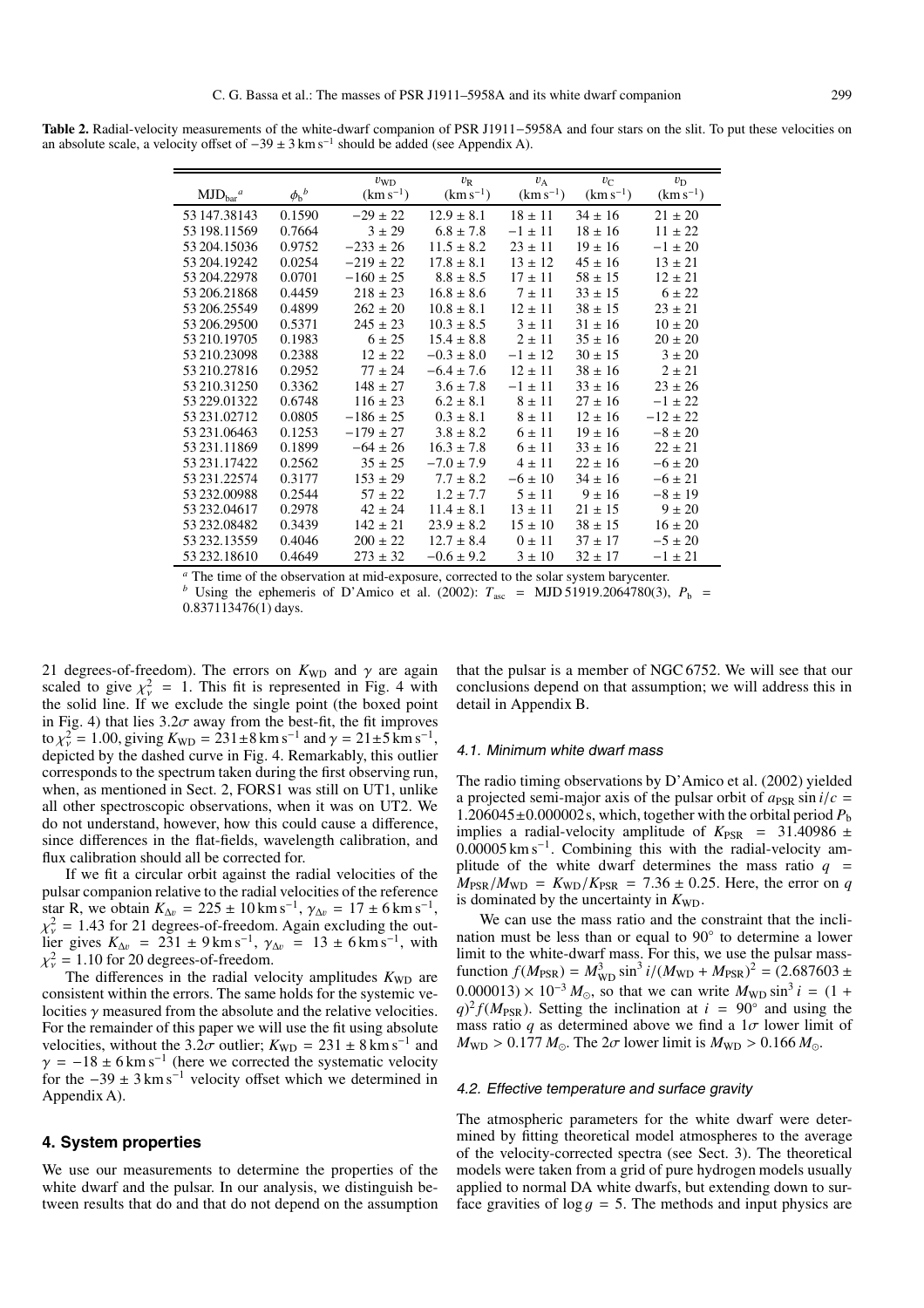**Table 2.** Radial-velocity measurements of the white-dwarf companion of PSR J1911−5958A and four stars on the slit. To put these velocities on an absolute scale, a velocity offset of $-39 \pm 3\,\mathrm{km\,s^{-1}}$ should be added (see Appendix A).

| $\mathrm{MJD_{bar}}$ [a] | $\phi_b$ [b] | $v_{\mathrm{WD}}$ ($\mathrm{km\,s^{-1}}$) | $v_{\mathrm{R}}$ ($\mathrm{km\,s^{-1}}$) | $v_{\mathrm{A}}$ ($\mathrm{km\,s^{-1}}$) | $v_{\mathrm{C}}$ ($\mathrm{km\,s^{-1}}$) | $v_{\mathrm{D}}$ ($\mathrm{km\,s^{-1}}$) |
|---|---|---|---|---|---|---|
| 53 147.38143 | 0.1590 | $-29 \pm 22$ | $12.9 \pm 8.1$ | $18 \pm 11$ | $34 \pm 16$ | $21 \pm 20$ |
| 53 198.11569 | 0.7664 | $3 \pm 29$ | $6.8 \pm 7.8$ | $-1 \pm 11$ | $18 \pm 16$ | $11 \pm 22$ |
| 53 204.15036 | 0.9752 | $-233 \pm 26$ | $11.5 \pm 8.2$ | $23 \pm 11$ | $19 \pm 16$ | $-1 \pm 20$ |
| 53 204.19242 | 0.0254 | $-219 \pm 22$ | $17.8 \pm 8.1$ | $13 \pm 12$ | $45 \pm 16$ | $13 \pm 21$ |
| 53 204.22978 | 0.0701 | $-160 \pm 25$ | $8.8 \pm 8.5$ | $17 \pm 11$ | $58 \pm 15$ | $12 \pm 21$ |
| 53 206.21868 | 0.4459 | $218 \pm 23$ | $16.8 \pm 8.6$ | $7 \pm 11$ | $33 \pm 15$ | $6 \pm 22$ |
| 53 206.25549 | 0.4899 | $262 \pm 20$ | $10.8 \pm 8.1$ | $12 \pm 11$ | $38 \pm 15$ | $23 \pm 21$ |
| 53 206.29500 | 0.5371 | $245 \pm 23$ | $10.3 \pm 8.5$ | $3 \pm 11$ | $31 \pm 16$ | $10 \pm 20$ |
| 53 210.19705 | 0.1983 | $6 \pm 25$ | $15.4 \pm 8.8$ | $2 \pm 11$ | $35 \pm 16$ | $20 \pm 20$ |
| 53 210.23098 | 0.2388 | $12 \pm 22$ | $-0.3 \pm 8.0$ | $-1 \pm 12$ | $30 \pm 15$ | $3 \pm 20$ |
| 53 210.27816 | 0.2952 | $77 \pm 24$ | $-6.4 \pm 7.6$ | $12 \pm 11$ | $38 \pm 16$ | $2 \pm 21$ |
| 53 210.31250 | 0.3362 | $148 \pm 27$ | $3.6 \pm 7.8$ | $-1 \pm 11$ | $33 \pm 16$ | $23 \pm 26$ |
| 53 229.01322 | 0.6748 | $116 \pm 23$ | $6.2 \pm 8.1$ | $8 \pm 11$ | $27 \pm 16$ | $-1 \pm 22$ |
| 53 231.02712 | 0.0805 | $-186 \pm 25$ | $0.3 \pm 8.1$ | $8 \pm 11$ | $12 \pm 16$ | $-12 \pm 22$ |
| 53 231.06463 | 0.1253 | $-179 \pm 27$ | $3.8 \pm 8.2$ | $6 \pm 11$ | $19 \pm 16$ | $-8 \pm 20$ |
| 53 231.11869 | 0.1899 | $-64 \pm 26$ | $16.3 \pm 7.8$ | $6 \pm 11$ | $33 \pm 16$ | $22 \pm 21$ |
| 53 231.17422 | 0.2562 | $35 \pm 25$ | $-7.0 \pm 7.9$ | $4 \pm 11$ | $22 \pm 16$ | $-6 \pm 20$ |
| 53 231.22574 | 0.3177 | $153 \pm 29$ | $7.7 \pm 8.2$ | $-6 \pm 10$ | $34 \pm 16$ | $-6 \pm 21$ |
| 53 232.00988 | 0.2544 | $57 \pm 22$ | $1.2 \pm 7.7$ | $5 \pm 11$ | $9 \pm 16$ | $-8 \pm 19$ |
| 53 232.04617 | 0.2978 | $42 \pm 24$ | $11.4 \pm 8.1$ | $13 \pm 11$ | $21 \pm 15$ | $9 \pm 20$ |
| 53 232.08482 | 0.3439 | $142 \pm 21$ | $23.9 \pm 8.2$ | $15 \pm 10$ | $38 \pm 15$ | $16 \pm 20$ |
| 53 232.13559 | 0.4046 | $200 \pm 22$ | $12.7 \pm 8.4$ | $0 \pm 11$ | $37 \pm 17$ | $-5 \pm 20$ |
| 53 232.18610 | 0.4649 | $273 \pm 32$ | $-0.6 \pm 9.2$ | $3 \pm 10$ | $32 \pm 17$ | $-1 \pm 21$ |

[a] The time of the observation at mid-exposure, corrected to the solar system barycenter.
[b] Using the ephemeris of D'Amico et al. (2002): $T_{\mathrm{asc}}$ = MJD 51919.2064780(3), $P_{\mathrm{b}}$ = 0.837113476(1) days.

21 degrees-of-freedom). The errors on $K_{\mathrm{WD}}$ and $\gamma$ are again scaled to give $\chi^2_\nu = 1$. This fit is represented in Fig. 4 with the solid line. If we exclude the single point (the boxed point in Fig. 4) that lies $3.2\sigma$ away from the best-fit, the fit improves to $\chi^2_\nu = 1.00$, giving $K_{\mathrm{WD}} = 231 \pm 8\,\mathrm{km\,s^{-1}}$ and $\gamma = 21 \pm 5\,\mathrm{km\,s^{-1}}$, depicted by the dashed curve in Fig. 4. Remarkably, this outlier corresponds to the spectrum taken during the first observing run, when, as mentioned in Sect. 2, FORS1 was still on UT1, unlike all other spectroscopic observations, when it was on UT2. We do not understand, however, how this could cause a difference, since differences in the flat-fields, wavelength calibration, and flux calibration should all be corrected for.

If we fit a circular orbit against the radial velocities of the pulsar companion relative to the radial velocities of the reference star R, we obtain $K_{\Delta v} = 225 \pm 10\,\mathrm{km\,s^{-1}}$, $\gamma_{\Delta v} = 17 \pm 6\,\mathrm{km\,s^{-1}}$, $\chi^2_\nu = 1.43$ for 21 degrees-of-freedom. Again excluding the outlier gives $K_{\Delta v} = 231 \pm 9\,\mathrm{km\,s^{-1}}$, $\gamma_{\Delta v} = 13 \pm 6\,\mathrm{km\,s^{-1}}$, with $\chi^2_\nu = 1.10$ for 20 degrees-of-freedom.

The differences in the radial velocity amplitudes $K_{\mathrm{WD}}$ are consistent within the errors. The same holds for the systemic velocities $\gamma$ measured from the absolute and the relative velocities. For the remainder of this paper we will use the fit using absolute velocities, without the $3.2\sigma$ outlier; $K_{\mathrm{WD}} = 231 \pm 8\,\mathrm{km\,s^{-1}}$ and $\gamma = -18 \pm 6\,\mathrm{km\,s^{-1}}$ (here we corrected the systematic velocity for the $-39 \pm 3\,\mathrm{km\,s^{-1}}$ velocity offset which we determined in Appendix A).

## 4. System properties

We use our measurements to determine the properties of the white dwarf and the pulsar. In our analysis, we distinguish between results that do and that do not depend on the assumption that the pulsar is a member of NGC 6752. We will see that our conclusions depend on that assumption; we will address this in detail in Appendix B.

### 4.1. Minimum white dwarf mass

The radio timing observations by D'Amico et al. (2002) yielded a projected semi-major axis of the pulsar orbit of $a_{\mathrm{PSR}} \sin i/c = 1.206045 \pm 0.000002\,\mathrm{s}$, which, together with the orbital period $P_{\mathrm{b}}$ implies a radial-velocity amplitude of $K_{\mathrm{PSR}} = 31.40986 \pm 0.00005\,\mathrm{km\,s^{-1}}$. Combining this with the radial-velocity amplitude of the white dwarf determines the mass ratio $q = M_{\mathrm{PSR}}/M_{\mathrm{WD}} = K_{\mathrm{WD}}/K_{\mathrm{PSR}} = 7.36 \pm 0.25$. Here, the error on $q$ is dominated by the uncertainty in $K_{\mathrm{WD}}$.

We can use the mass ratio and the constraint that the inclination must be less than or equal to 90° to determine a lower limit to the white-dwarf mass. For this, we use the pulsar mass-function $f(M_{\mathrm{PSR}}) = M_{\mathrm{WD}}^3 \sin^3 i/(M_{\mathrm{WD}} + M_{\mathrm{PSR}})^2 = (2.687603 \pm 0.000013) \times 10^{-3}\,M_\odot$, so that we can write $M_{\mathrm{WD}} \sin^3 i = (1 + q)^2 f(M_{\mathrm{PSR}})$. Setting the inclination at $i = 90°$ and using the mass ratio $q$ as determined above we find a $1\sigma$ lower limit of $M_{\mathrm{WD}} > 0.177\,M_\odot$. The $2\sigma$ lower limit is $M_{\mathrm{WD}} > 0.166\,M_\odot$.

### 4.2. Effective temperature and surface gravity

The atmospheric parameters for the white dwarf were determined by fitting theoretical model atmospheres to the average of the velocity-corrected spectra (see Sect. 3). The theoretical models were taken from a grid of pure hydrogen models usually applied to normal DA white dwarfs, but extending down to surface gravities of $\log g = 5$. The methods and input physics are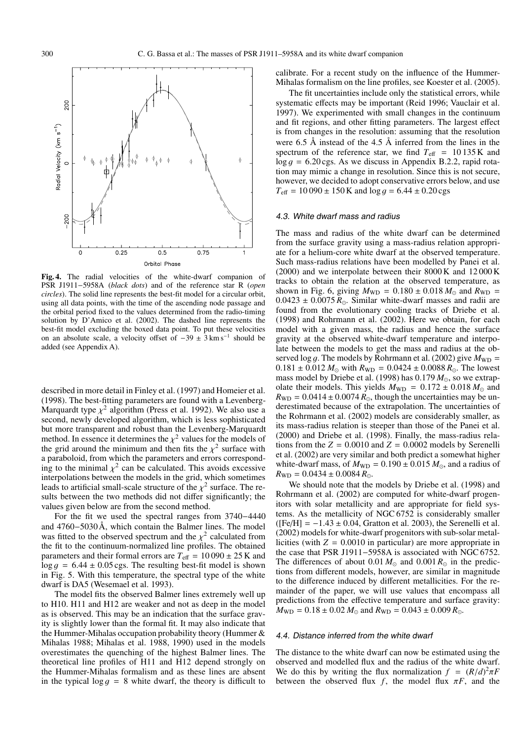**Fig. 4.** The radial velocities of the white-dwarf companion of PSR J1911−5958A (*black dots*) and of the reference star R (*open circles*). The solid line represents the best-fit model for a circular orbit, using all data points, with the time of the ascending node passage and the orbital period fixed to the values determined from the radio-timing solution by D'Amico et al. (2002). The dashed line represents the best-fit model excluding the boxed data point. To put these velocities on an absolute scale, a velocity offset of $-39 \pm 3\,\mathrm{km\,s^{-1}}$ should be added (see Appendix A).

described in more detail in Finley et al. (1997) and Homeier et al. (1998). The best-fitting parameters are found with a Levenberg-Marquardt type $\chi^2$ algorithm (Press et al. 1992). We also use a second, newly developed algorithm, which is less sophisticated but more transparent and robust than the Levenberg-Marquardt method. In essence it determines the $\chi^2$ values for the models of the grid around the minimum and then fits the $\chi^2$ surface with a paraboloid, from which the parameters and errors corresponding to the minimal $\chi^2$ can be calculated. This avoids excessive interpolations between the models in the grid, which sometimes leads to artificial small-scale structure of the $\chi^2$ surface. The results between the two methods did not differ significantly; the values given below are from the second method.

For the fit we used the spectral ranges from 3740−4440 and 4760−5030 Å, which contain the Balmer lines. The model was fitted to the observed spectrum and the $\chi^2$ calculated from the fit to the continuum-normalized line profiles. The obtained parameters and their formal errors are $T_{\rm eff} = 10\,090 \pm 25$ K and $\log g = 6.44 \pm 0.05$ cgs. The resulting best-fit model is shown in Fig. 5. With this temperature, the spectral type of the white dwarf is DA5 (Wesemael et al. 1993).

The model fits the observed Balmer lines extremely well up to H10. H11 and H12 are weaker and not as deep in the model as is observed. This may be an indication that the surface gravity is slightly lower than the formal fit. It may also indicate that the Hummer-Mihalas occupation probability theory (Hummer & Mihalas 1988; Mihalas et al. 1988, 1990) used in the models overestimates the quenching of the highest Balmer lines. The theoretical line profiles of H11 and H12 depend strongly on the Hummer-Mihalas formalism and as these lines are absent in the typical $\log g = 8$ white dwarf, the theory is difficult to calibrate. For a recent study on the influence of the Hummer-Mihalas formalism on the line profiles, see Koester et al. (2005).

The fit uncertainties include only the statistical errors, while systematic effects may be important (Reid 1996; Vauclair et al. 1997). We experimented with small changes in the continuum and fit regions, and other fitting parameters. The largest effect is from changes in the resolution: assuming that the resolution were 6.5 Å instead of the 4.5 Å inferred from the lines in the spectrum of the reference star, we find $T_{\rm eff} = 10\,135$ K and $\log g = 6.20$ cgs. As we discuss in Appendix B.2.2, rapid rotation may mimic a change in resolution. Since this is not secure, however, we decided to adopt conservative errors below, and use $T_{\rm eff} = 10\,090 \pm 150$ K and $\log g = 6.44 \pm 0.20$ cgs

### 4.3. White dwarf mass and radius

The mass and radius of the white dwarf can be determined from the surface gravity using a mass-radius relation appropriate for a helium-core white dwarf at the observed temperature. Such mass-radius relations have been modelled by Panei et al. (2000) and we interpolate between their 8000 K and 12 000 K tracks to obtain the relation at the observed temperature, as shown in Fig. 6, giving $M_{\rm WD} = 0.180 \pm 0.018\,M_\odot$ and $R_{\rm WD} = 0.0423 \pm 0.0075\,R_\odot$. Similar white-dwarf masses and radii are found from the evolutionary cooling tracks of Driebe et al. (1998) and Rohrmann et al. (2002). Here we obtain, for each model with a given mass, the radius and hence the surface gravity at the observed white-dwarf temperature and interpolate between the models to get the mass and radius at the observed $\log g$. The models by Rohrmann et al. (2002) give $M_{\rm WD} = 0.181 \pm 0.012\,M_\odot$ with $R_{\rm WD} = 0.0424 \pm 0.0088\,R_\odot$. The lowest mass model by Driebe et al. (1998) has $0.179\,M_\odot$, so we extrapolate their models. This yields $M_{\rm WD} = 0.172 \pm 0.018\,M_\odot$ and $R_{\rm WD} = 0.0414 \pm 0.0074\,R_\odot$, though the uncertainties may be underestimated because of the extrapolation. The uncertainties of the Rohrmann et al. (2002) models are considerably smaller, as its mass-radius relation is steeper than those of the Panei et al. (2000) and Driebe et al. (1998). Finally, the mass-radius relations from the $Z = 0.0010$ and $Z = 0.0002$ models by Serenelli et al. (2002) are very similar and both predict a somewhat higher white-dwarf mass, of $M_{\rm WD} = 0.190 \pm 0.015\,M_\odot$, and a radius of $R_{\rm WD} = 0.0434 \pm 0.0084\,R_\odot$.

We should note that the models by Driebe et al. (1998) and Rohrmann et al. (2002) are computed for white-dwarf progenitors with solar metallicity and are appropriate for field systems. As the metallicity of NGC 6752 is considerably smaller ([Fe/H] $= -1.43 \pm 0.04$, Gratton et al. 2003), the Serenelli et al. (2002) models for white-dwarf progenitors with sub-solar metallicities (with $Z = 0.0010$ in particular) are more appropriate in the case that PSR J1911−5958A is associated with NGC 6752. The differences of about $0.01\,M_\odot$ and $0.001\,R_\odot$ in the predictions from different models, however, are similar in magnitude to the difference induced by different metallicities. For the remainder of the paper, we will use values that encompass all predictions from the effective temperature and surface gravity: $M_{\rm WD} = 0.18 \pm 0.02\,M_\odot$ and $R_{\rm WD} = 0.043 \pm 0.009\,R_\odot$.

### 4.4. Distance inferred from the white dwarf

The distance to the white dwarf can now be estimated using the observed and modelled flux and the radius of the white dwarf. We do this by writing the flux normalization $f = (R/d)^2 \pi F$ between the observed flux $f$, the model flux $\pi F$, and the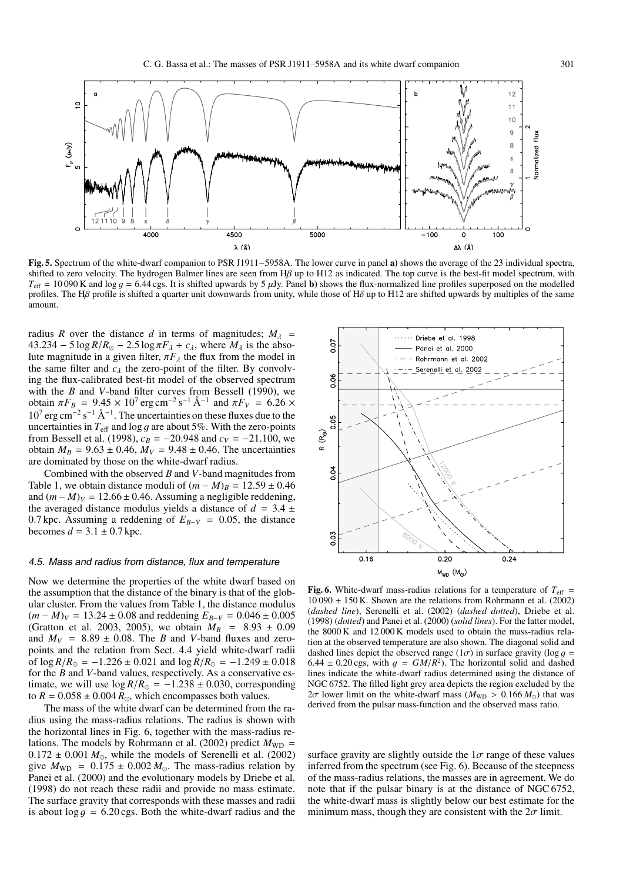**Fig. 5.** Spectrum of the white-dwarf companion to PSR J1911−5958A. The lower curve in panel **a)** shows the average of the 23 individual spectra, shifted to zero velocity. The hydrogen Balmer lines are seen from Hβ up to H12 as indicated. The top curve is the best-fit model spectrum, with $T_{\rm eff} = 10\,090$ K and $\log g = 6.44$ cgs. It is shifted upwards by 5 μJy. Panel **b)** shows the flux-normalized line profiles superposed on the modelled profiles. The Hβ profile is shifted a quarter unit downwards from unity, while those of Hδ up to H12 are shifted upwards by multiples of the same amount.

radius $R$ over the distance $d$ in terms of magnitudes; $M_\lambda = 43.234 - 5\log R/R_\odot - 2.5\log \pi F_\lambda + c_\lambda$, where $M_\lambda$ is the absolute magnitude in a given filter, $\pi F_\lambda$ the flux from the model in the same filter and $c_\lambda$ the zero-point of the filter. By convolving the flux-calibrated best-fit model of the observed spectrum with the $B$ and $V$-band filter curves from Bessell (1990), we obtain $\pi F_B = 9.45 \times 10^7$ erg cm$^{-2}$ s$^{-1}$ Å$^{-1}$ and $\pi F_V = 6.26 \times 10^7$ erg cm$^{-2}$ s$^{-1}$ Å$^{-1}$. The uncertainties on these fluxes due to the uncertainties in $T_{\rm eff}$ and $\log g$ are about 5%. With the zero-points from Bessell et al. (1998), $c_B = -20.948$ and $c_V = -21.100$, we obtain $M_B = 9.63 \pm 0.46$, $M_V = 9.48 \pm 0.46$. The uncertainties are dominated by those on the white-dwarf radius.

Combined with the observed $B$ and $V$-band magnitudes from Table 1, we obtain distance moduli of $(m - M)_B = 12.59 \pm 0.46$ and $(m - M)_V = 12.66 \pm 0.46$. Assuming a negligible reddening, the averaged distance modulus yields a distance of $d = 3.4 \pm 0.7$ kpc. Assuming a reddening of $E_{B-V} = 0.05$, the distance becomes $d = 3.1 \pm 0.7$ kpc.

### 4.5. Mass and radius from distance, flux and temperature

Now we determine the properties of the white dwarf based on the assumption that the distance of the binary is that of the globular cluster. From the values from Table 1, the distance modulus $(m - M)_V = 13.24 \pm 0.08$ and reddening $E_{B-V} = 0.046 \pm 0.005$ (Gratton et al. 2003, 2005), we obtain $M_B = 8.93 \pm 0.09$ and $M_V = 8.89 \pm 0.08$. The $B$ and $V$-band fluxes and zero-points and the relation from Sect. 4.4 yield white-dwarf radii of $\log R/R_\odot = -1.226 \pm 0.021$ and $\log R/R_\odot = -1.249 \pm 0.018$ for the $B$ and $V$-band values, respectively. As a conservative estimate, we will use $\log R/R_\odot = -1.238 \pm 0.030$, corresponding to $R = 0.058 \pm 0.004\,R_\odot$, which encompasses both values.

The mass of the white dwarf can be determined from the radius using the mass-radius relations. The radius is shown with the horizontal lines in Fig. 6, together with the mass-radius relations. The models by Rohrmann et al. (2002) predict $M_{\rm WD} = 0.172 \pm 0.001\,M_\odot$, while the models of Serenelli et al. (2002) give $M_{\rm WD} = 0.175 \pm 0.002\,M_\odot$. The mass-radius relation by Panei et al. (2000) and the evolutionary models by Driebe et al. (1998) do not reach these radii and provide no mass estimate. The surface gravity that corresponds with these masses and radii is about $\log g = 6.20$ cgs. Both the white-dwarf radius and the surface gravity are slightly outside the $1\sigma$ range of these values inferred from the spectrum (see Fig. 6). Because of the steepness of the mass-radius relations, the masses are in agreement. We do note that if the pulsar binary is at the distance of NGC 6752, the white-dwarf mass is slightly below our best estimate for the minimum mass, though they are consistent with the $2\sigma$ limit.

**Fig. 6.** White-dwarf mass-radius relations for a temperature of $T_{\rm eff} = 10\,090 \pm 150$ K. Shown are the relations from Rohrmann et al. (2002) (*dashed line*), Serenelli et al. (2002) (*dashed dotted*), Driebe et al. (1998) (*dotted*) and Panei et al. (2000) (*solid lines*). For the latter model, the 8000 K and 12 000 K models used to obtain the mass-radius relation at the observed temperature are also shown. The diagonal solid and dashed lines depict the observed range ($1\sigma$) in surface gravity ($\log g = 6.44 \pm 0.20$ cgs, with $g = GM/R^2$). The horizontal solid and dashed lines indicate the white-dwarf radius determined using the distance of NGC 6752. The filled light grey area depicts the region excluded by the $2\sigma$ lower limit on the white-dwarf mass ($M_{\rm WD} > 0.166\,M_\odot$) that was derived from the pulsar mass-function and the observed mass ratio.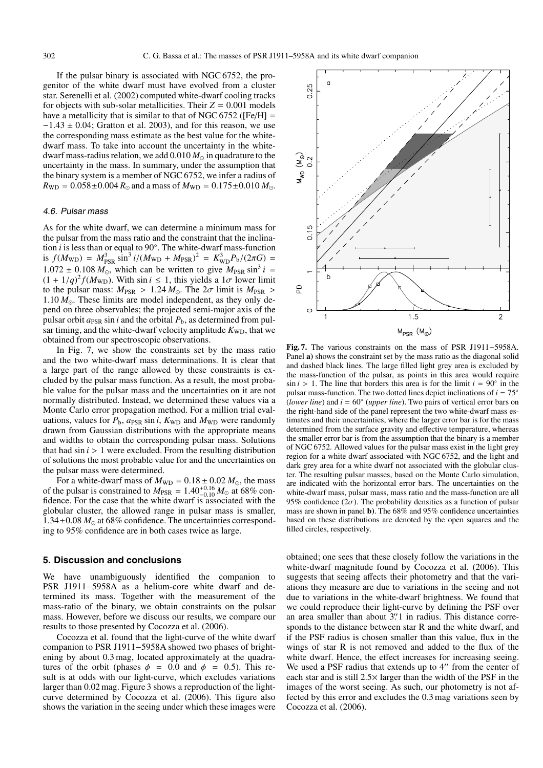If the pulsar binary is associated with NGC 6752, the progenitor of the white dwarf must have evolved from a cluster star. Serenelli et al. (2002) computed white-dwarf cooling tracks for objects with sub-solar metallicities. Their $Z = 0.001$ models have a metallicity that is similar to that of NGC 6752 ([Fe/H] = $-1.43 \pm 0.04$; Gratton et al. 2003), and for this reason, we use the corresponding mass estimate as the best value for the white-dwarf mass. To take into account the uncertainty in the white-dwarf mass-radius relation, we add $0.010\,M_\odot$ in quadrature to the uncertainty in the mass. In summary, under the assumption that the binary system is a member of NGC 6752, we infer a radius of $R_{\rm WD} = 0.058 \pm 0.004\,R_\odot$ and a mass of $M_{\rm WD} = 0.175 \pm 0.010\,M_\odot$.

### 4.6. Pulsar mass

As for the white dwarf, we can determine a minimum mass for the pulsar from the mass ratio and the constraint that the inclination $i$ is less than or equal to 90°. The white-dwarf mass-function is $f(M_{\rm WD}) = M_{\rm PSR}^3 \sin^3 i/(M_{\rm WD} + M_{\rm PSR})^2 = K_{\rm WD}^3 P_{\rm b}/(2\pi G) = 1.072 \pm 0.108\,M_\odot$, which can be written to give $M_{\rm PSR} \sin^3 i = (1 + 1/q)^2 f(M_{\rm WD})$. With $\sin i \leq 1$, this yields a $1\sigma$ lower limit to the pulsar mass: $M_{\rm PSR} > 1.24\,M_\odot$. The $2\sigma$ limit is $M_{\rm PSR} > 1.10\,M_\odot$. These limits are model independent, as they only depend on three observables; the projected semi-major axis of the pulsar orbit $a_{\rm PSR} \sin i$ and the orbital $P_{\rm b}$, as determined from pulsar timing, and the white-dwarf velocity amplitude $K_{\rm WD}$, that we obtained from our spectroscopic observations.

In Fig. 7, we show the constraints set by the mass ratio and the two white-dwarf mass determinations. It is clear that a large part of the range allowed by these constraints is excluded by the pulsar mass function. As a result, the most probable value for the pulsar mass and the uncertainties on it are not normally distributed. Instead, we determined these values via a Monte Carlo error propagation method. For a million trial evaluations, values for $P_{\rm b}$, $a_{\rm PSR} \sin i$, $K_{\rm WD}$ and $M_{\rm WD}$ were randomly drawn from Gaussian distributions with the appropriate means and widths to obtain the corresponding pulsar mass. Solutions that had $\sin i > 1$ were excluded. From the resulting distribution of solutions the most probable value for and the uncertainties on the pulsar mass were determined.

For a white-dwarf mass of $M_{\rm WD} = 0.18 \pm 0.02\,M_\odot$, the mass of the pulsar is constrained to $M_{\rm PSR} = 1.40^{+0.16}_{-0.10}\,M_\odot$ at 68% confidence. For the case that the white dwarf is associated with the globular cluster, the allowed range in pulsar mass is smaller, $1.34 \pm 0.08\,M_\odot$ at 68% confidence. The uncertainties corresponding to 95% confidence are in both cases twice as large.

**Fig. 7.** The various constraints on the mass of PSR J1911−5958A. Panel **a)** shows the constraint set by the mass ratio as the diagonal solid and dashed black lines. The large filled light grey area is excluded by the mass-function of the pulsar, as points in this area would require $\sin i > 1$. The line that borders this area is for the limit $i = 90°$ in the pulsar mass-function. The two dotted lines depict inclinations of $i = 75°$ (*lower line*) and $i = 60°$ (*upper line*). Two pairs of vertical error bars on the right-hand side of the panel represent the two white-dwarf mass estimates and their uncertainties, where the larger error bar is for the mass determined from the surface gravity and effective temperature, whereas the smaller error bar is from the assumption that the binary is a member of NGC 6752. Allowed values for the pulsar mass exist in the light grey region for a white dwarf associated with NGC 6752, and the light and dark grey area for a white dwarf not associated with the globular cluster. The resulting pulsar masses, based on the Monte Carlo simulation, are indicated with the horizontal error bars. The uncertainties on the white-dwarf mass, pulsar mass, mass ratio and the mass-function are all 95% confidence ($2\sigma$). The probability densities as a function of pulsar mass are shown in panel **b)**. The 68% and 95% confidence uncertainties based on these distributions are denoted by the open squares and the filled circles, respectively.

## 5. Discussion and conclusions

We have unambiguously identified the companion to PSR J1911−5958A as a helium-core white dwarf and determined its mass. Together with the measurement of the mass-ratio of the binary, we obtain constraints on the pulsar mass. However, before we discuss our results, we compare our results to those presented by Cocozza et al. (2006).

Cocozza et al. found that the light-curve of the white dwarf companion to PSR J1911−5958A showed two phases of brightening by about 0.3 mag, located approximately at the quadratures of the orbit (phases $\phi = 0.0$ and $\phi = 0.5$). This result is at odds with our light-curve, which excludes variations larger than 0.02 mag. Figure 3 shows a reproduction of the light-curve determined by Cocozza et al. (2006). This figure also shows the variation in the seeing under which these images were obtained; one sees that these closely follow the variations in the white-dwarf magnitude found by Cocozza et al. (2006). This suggests that seeing affects their photometry and that the variations they measure are due to variations in the seeing and not due to variations in the white-dwarf brightness. We found that we could reproduce their light-curve by defining the PSF over an area smaller than about 3.″1 in radius. This distance corresponds to the distance between star R and the white dwarf, and if the PSF radius is chosen smaller than this value, flux in the wings of star R is not removed and added to the flux of the white dwarf. Hence, the effect increases for increasing seeing. We used a PSF radius that extends up to 4″ from the center of each star and is still 2.5× larger than the width of the PSF in the images of the worst seeing. As such, our photometry is not affected by this error and excludes the 0.3 mag variations seen by Cocozza et al. (2006).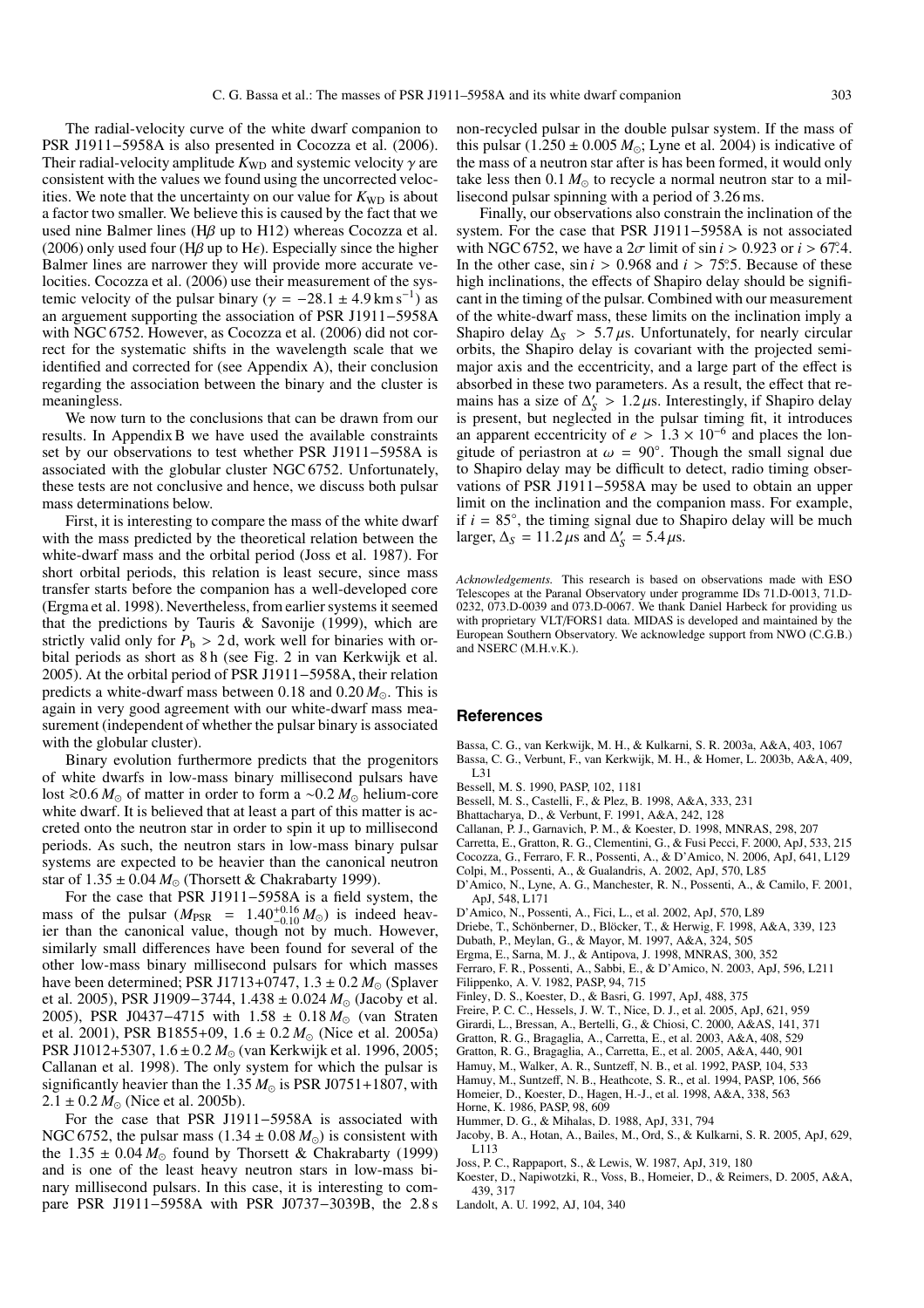The radial-velocity curve of the white dwarf companion to PSR J1911−5958A is also presented in Cocozza et al. (2006). Their radial-velocity amplitude $K_{WD}$ and systemic velocity $\gamma$ are consistent with the values we found using the uncorrected velocities. We note that the uncertainty on our value for $K_{WD}$ is about a factor two smaller. We believe this is caused by the fact that we used nine Balmer lines (H$\beta$ up to H12) whereas Cocozza et al. (2006) only used four (H$\beta$ up to H$\epsilon$). Especially since the higher Balmer lines are narrower they will provide more accurate velocities. Cocozza et al. (2006) use their measurement of the systemic velocity of the pulsar binary ($\gamma = -28.1 \pm 4.9\,\mathrm{km\,s^{-1}}$) as an arguement supporting the association of PSR J1911−5958A with NGC 6752. However, as Cocozza et al. (2006) did not correct for the systematic shifts in the wavelength scale that we identified and corrected for (see Appendix A), their conclusion regarding the association between the binary and the cluster is meaningless.

We now turn to the conclusions that can be drawn from our results. In Appendix B we have used the available constraints set by our observations to test whether PSR J1911−5958A is associated with the globular cluster NGC 6752. Unfortunately, these tests are not conclusive and hence, we discuss both pulsar mass determinations below.

First, it is interesting to compare the mass of the white dwarf with the mass predicted by the theoretical relation between the white-dwarf mass and the orbital period (Joss et al. 1987). For short orbital periods, this relation is least secure, since mass transfer starts before the companion has a well-developed core (Ergma et al. 1998). Nevertheless, from earlier systems it seemed that the predictions by Tauris & Savonije (1999), which are strictly valid only for $P_b > 2$ d, work well for binaries with orbital periods as short as 8 h (see Fig. 2 in van Kerkwijk et al. 2005). At the orbital period of PSR J1911−5958A, their relation predicts a white-dwarf mass between 0.18 and 0.20 $M_\odot$. This is again in very good agreement with our white-dwarf mass measurement (independent of whether the pulsar binary is associated with the globular cluster).

Binary evolution furthermore predicts that the progenitors of white dwarfs in low-mass binary millisecond pulsars have lost $\gtrsim 0.6\,M_\odot$ of matter in order to form a $\sim 0.2\,M_\odot$ helium-core white dwarf. It is believed that at least a part of this matter is accreted onto the neutron star in order to spin it up to millisecond periods. As such, the neutron stars in low-mass binary pulsar systems are expected to be heavier than the canonical neutron star of $1.35 \pm 0.04\,M_\odot$ (Thorsett & Chakrabarty 1999).

For the case that PSR J1911−5958A is a field system, the mass of the pulsar ($M_{PSR} = 1.40^{+0.16}_{-0.10}\,M_\odot$) is indeed heavier than the canonical value, though not by much. However, similarly small differences have been found for several of the other low-mass binary millisecond pulsars for which masses have been determined; PSR J1713+0747, $1.3 \pm 0.2\,M_\odot$ (Splaver et al. 2005), PSR J1909−3744, $1.438 \pm 0.024\,M_\odot$ (Jacoby et al. 2005), PSR J0437−4715 with $1.58 \pm 0.18\,M_\odot$ (van Straten et al. 2001), PSR B1855+09, $1.6 \pm 0.2\,M_\odot$ (Nice et al. 2005a) PSR J1012+5307, $1.6 \pm 0.2\,M_\odot$ (van Kerkwijk et al. 1996, 2005; Callanan et al. 1998). The only system for which the pulsar is significantly heavier than the $1.35\,M_\odot$ is PSR J0751+1807, with $2.1 \pm 0.2\,M_\odot$ (Nice et al. 2005b).

For the case that PSR J1911−5958A is associated with NGC 6752, the pulsar mass ($1.34 \pm 0.08\,M_\odot$) is consistent with the $1.35 \pm 0.04\,M_\odot$ found by Thorsett & Chakrabarty (1999) and is one of the least heavy neutron stars in low-mass binary millisecond pulsars. In this case, it is interesting to compare PSR J1911−5958A with PSR J0737−3039B, the 2.8 s non-recycled pulsar in the double pulsar system. If the mass of this pulsar ($1.250 \pm 0.005\,M_\odot$; Lyne et al. 2004) is indicative of the mass of a neutron star after is has been formed, it would only take less then $0.1\,M_\odot$ to recycle a normal neutron star to a millisecond pulsar spinning with a period of 3.26 ms.

Finally, our observations also constrain the inclination of the system. For the case that PSR J1911−5958A is not associated with NGC 6752, we have a $2\sigma$ limit of $\sin i > 0.923$ or $i > 67\overset{\circ}{.}4$. In the other case, $\sin i > 0.968$ and $i > 75\overset{\circ}{.}5$. Because of these high inclinations, the effects of Shapiro delay should be significant in the timing of the pulsar. Combined with our measurement of the white-dwarf mass, these limits on the inclination imply a Shapiro delay $\Delta_S > 5.7\,\mu$s. Unfortunately, for nearly circular orbits, the Shapiro delay is covariant with the projected semimajor axis and the eccentricity, and a large part of the effect is absorbed in these two parameters. As a result, the effect that remains has a size of $\Delta_S' > 1.2\,\mu$s. Interestingly, if Shapiro delay is present, but neglected in the pulsar timing fit, it introduces an apparent eccentricity of $e > 1.3 \times 10^{-6}$ and places the longitude of periastron at $\omega = 90^\circ$. Though the small signal due to Shapiro delay may be difficult to detect, radio timing observations of PSR J1911−5958A may be used to obtain an upper limit on the inclination and the companion mass. For example, if $i = 85^\circ$, the timing signal due to Shapiro delay will be much larger, $\Delta_S = 11.2\,\mu$s and $\Delta_S' = 5.4\,\mu$s.

*Acknowledgements.* This research is based on observations made with ESO Telescopes at the Paranal Observatory under programme IDs 71.D-0013, 71.D-0232, 073.D-0039 and 073.D-0067. We thank Daniel Harbeck for providing us with proprietary VLT/FORS1 data. MIDAS is developed and maintained by the European Southern Observatory. We acknowledge support from NWO (C.G.B.) and NSERC (M.H.v.K.).

## References

Bassa, C. G., van Kerkwijk, M. H., & Kulkarni, S. R. 2003a, A&A, 403, 1067
Bassa, C. G., Verbunt, F., van Kerkwijk, M. H., & Homer, L. 2003b, A&A, 409, L31
Bessell, M. S. 1990, PASP, 102, 1181
Bessell, M. S., Castelli, F., & Plez, B. 1998, A&A, 333, 231
Bhattacharya, D., & Verbunt, F. 1991, A&A, 242, 128
Callanan, P. J., Garnavich, P. M., & Koester, D. 1998, MNRAS, 298, 207
Carretta, E., Gratton, R. G., Clementini, G., & Fusi Pecci, F. 2000, ApJ, 533, 215
Cocozza, G., Ferraro, F. R., Possenti, A., & D'Amico, N. 2006, ApJ, 641, L129
Colpi, M., Possenti, A., & Gualandris, A. 2002, ApJ, 570, L85
D'Amico, N., Lyne, A. G., Manchester, R. N., Possenti, A., & Camilo, F. 2001, ApJ, 548, L171
D'Amico, N., Possenti, A., Fici, L., et al. 2002, ApJ, 570, L89
Driebe, T., Schönberner, D., Blöcker, T., & Herwig, F. 1998, A&A, 339, 123
Dubath, P., Meylan, G., & Mayor, M. 1997, A&A, 324, 505
Ergma, E., Sarna, M. J., & Antipova, J. 1998, MNRAS, 300, 352
Ferraro, F. R., Possenti, A., Sabbi, E., & D'Amico, N. 2003, ApJ, 596, L211
Filippenko, A. V. 1982, PASP, 94, 715
Finley, D. S., Koester, D., & Basri, G. 1997, ApJ, 488, 375
Freire, P. C. C., Hessels, J. W. T., Nice, D. J., et al. 2005, ApJ, 621, 959
Girardi, L., Bressan, A., Bertelli, G., & Chiosi, C. 2000, A&AS, 141, 371
Gratton, R. G., Bragaglia, A., Carretta, E., et al. 2003, A&A, 408, 529
Gratton, R. G., Bragaglia, A., Carretta, E., et al. 2005, A&A, 440, 901
Hamuy, M., Walker, A. R., Suntzeff, N. B., et al. 1992, PASP, 104, 533
Hamuy, M., Suntzeff, N. B., Heathcote, S. R., et al. 1994, PASP, 106, 566
Homeier, D., Koester, D., Hagen, H.-J., et al. 1998, A&A, 338, 563
Horne, K. 1986, PASP, 98, 609
Hummer, D. G., & Mihalas, D. 1988, ApJ, 331, 794
Jacoby, B. A., Hotan, A., Bailes, M., Ord, S., & Kulkarni, S. R. 2005, ApJ, 629, L113
Joss, P. C., Rappaport, S., & Lewis, W. 1987, ApJ, 319, 180
Koester, D., Napiwotzki, R., Voss, B., Homeier, D., & Reimers, D. 2005, A&A, 439, 317
Landolt, A. U. 1992, AJ, 104, 340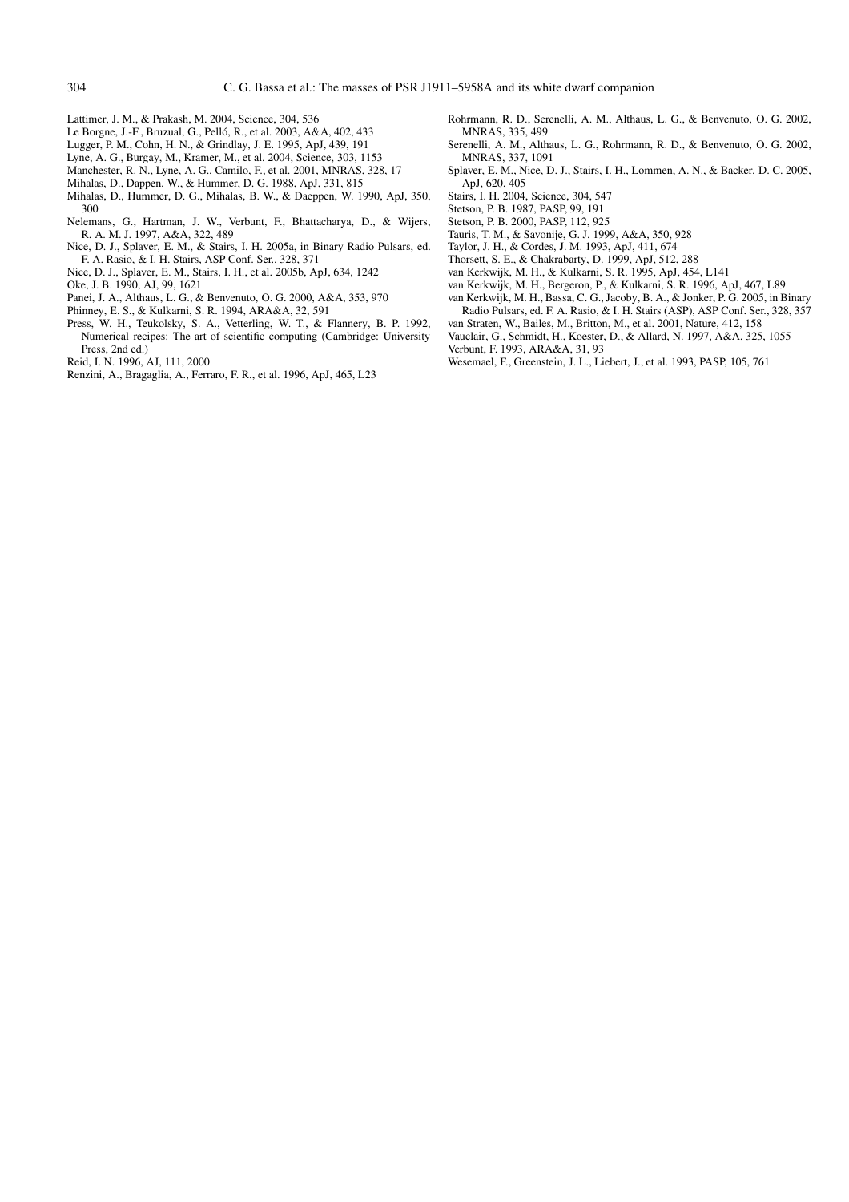Lattimer, J. M., & Prakash, M. 2004, Science, 304, 536

Le Borgne, J.-F., Bruzual, G., Pelló, R., et al. 2003, A&A, 402, 433

Lugger, P. M., Cohn, H. N., & Grindlay, J. E. 1995, ApJ, 439, 191

Lyne, A. G., Burgay, M., Kramer, M., et al. 2004, Science, 303, 1153

Manchester, R. N., Lyne, A. G., Camilo, F., et al. 2001, MNRAS, 328, 17

Mihalas, D., Dappen, W., & Hummer, D. G. 1988, ApJ, 331, 815

Mihalas, D., Hummer, D. G., Mihalas, B. W., & Daeppen, W. 1990, ApJ, 350, 300

Nelemans, G., Hartman, J. W., Verbunt, F., Bhattacharya, D., & Wijers, R. A. M. J. 1997, A&A, 322, 489

Nice, D. J., Splaver, E. M., & Stairs, I. H. 2005a, in Binary Radio Pulsars, ed. F. A. Rasio, & I. H. Stairs, ASP Conf. Ser., 328, 371

Nice, D. J., Splaver, E. M., Stairs, I. H., et al. 2005b, ApJ, 634, 1242

Oke, J. B. 1990, AJ, 99, 1621

Panei, J. A., Althaus, L. G., & Benvenuto, O. G. 2000, A&A, 353, 970

Phinney, E. S., & Kulkarni, S. R. 1994, ARA&A, 32, 591

Press, W. H., Teukolsky, S. A., Vetterling, W. T., & Flannery, B. P. 1992, Numerical recipes: The art of scientific computing (Cambridge: University Press, 2nd ed.)

Reid, I. N. 1996, AJ, 111, 2000

Renzini, A., Bragaglia, A., Ferraro, F. R., et al. 1996, ApJ, 465, L23

Rohrmann, R. D., Serenelli, A. M., Althaus, L. G., & Benvenuto, O. G. 2002, MNRAS, 335, 499

Serenelli, A. M., Althaus, L. G., Rohrmann, R. D., & Benvenuto, O. G. 2002, MNRAS, 337, 1091

Splaver, E. M., Nice, D. J., Stairs, I. H., Lommen, A. N., & Backer, D. C. 2005, ApJ, 620, 405

Stairs, I. H. 2004, Science, 304, 547

Stetson, P. B. 1987, PASP, 99, 191

Stetson, P. B. 2000, PASP, 112, 925

Tauris, T. M., & Savonije, G. J. 1999, A&A, 350, 928

Taylor, J. H., & Cordes, J. M. 1993, ApJ, 411, 674

Thorsett, S. E., & Chakrabarty, D. 1999, ApJ, 512, 288

van Kerkwijk, M. H., & Kulkarni, S. R. 1995, ApJ, 454, L141

van Kerkwijk, M. H., Bergeron, P., & Kulkarni, S. R. 1996, ApJ, 467, L89

van Kerkwijk, M. H., Bassa, C. G., Jacoby, B. A., & Jonker, P. G. 2005, in Binary Radio Pulsars, ed. F. A. Rasio, & I. H. Stairs (ASP), ASP Conf. Ser., 328, 357

van Straten, W., Bailes, M., Britton, M., et al. 2001, Nature, 412, 158

Vauclair, G., Schmidt, H., Koester, D., & Allard, N. 1997, A&A, 325, 1055

Verbunt, F. 1993, ARA&A, 31, 93

Wesemael, F., Greenstein, J. L., Liebert, J., et al. 1993, PASP, 105, 761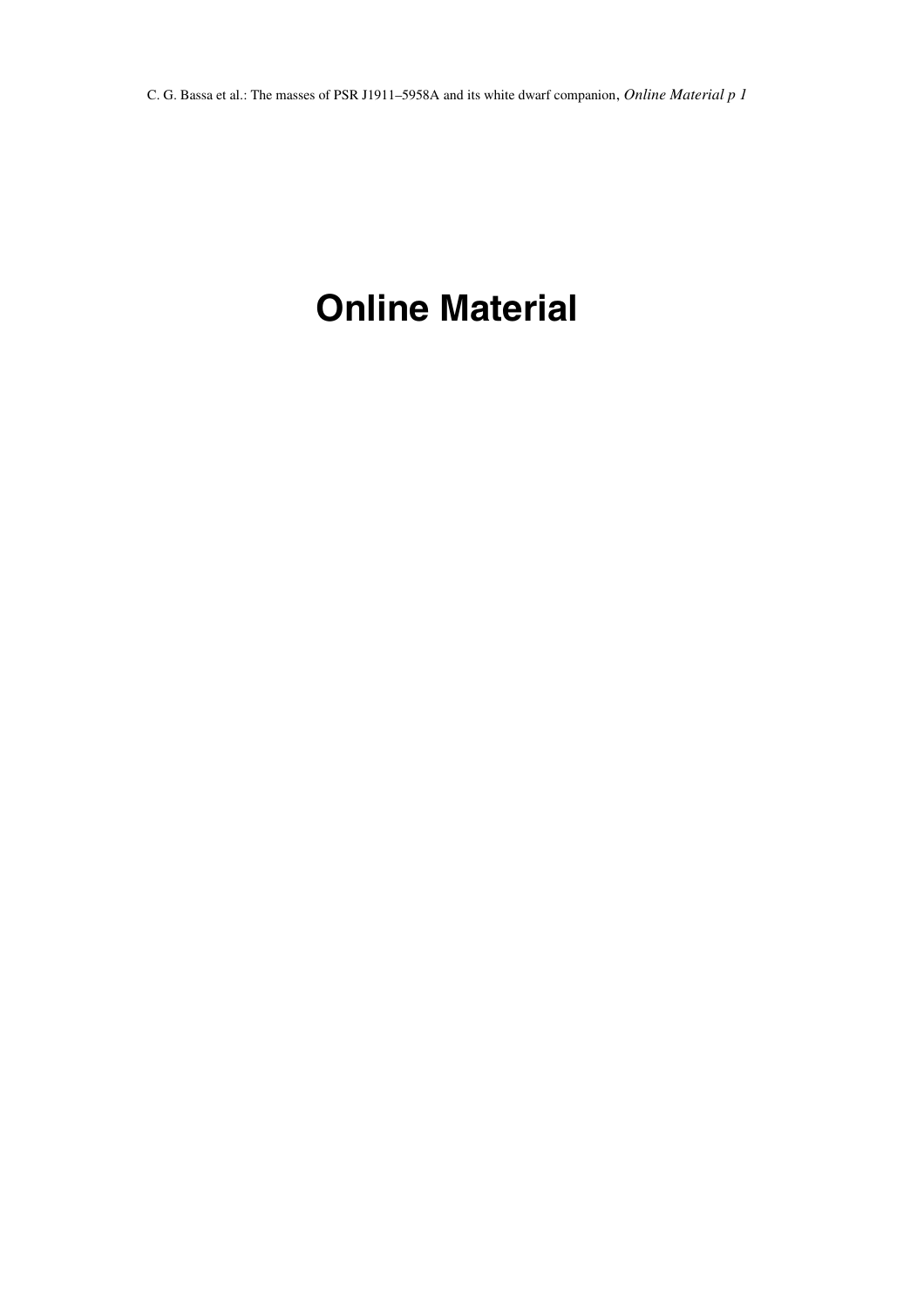# Online Material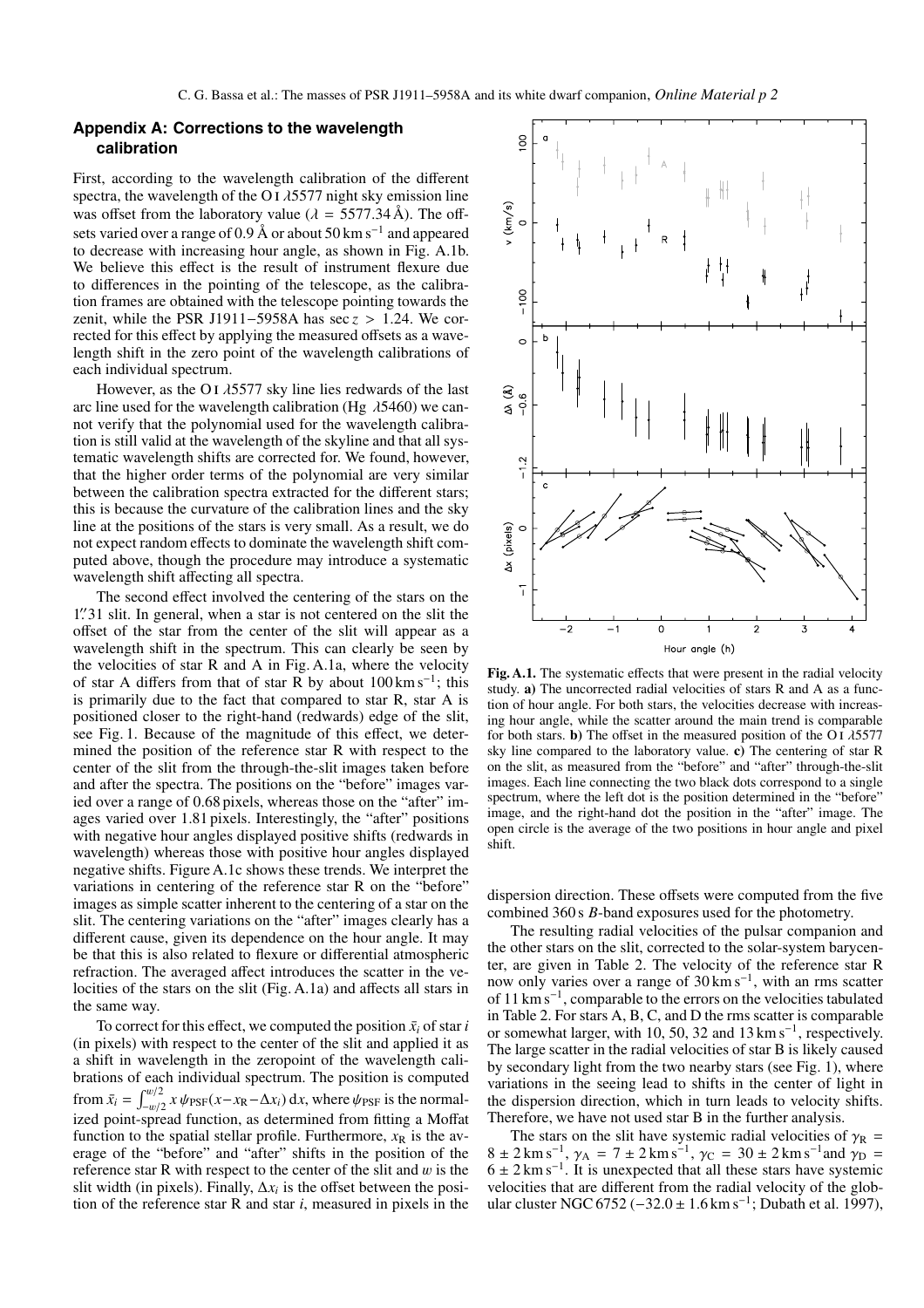## Appendix A: Corrections to the wavelength calibration

First, according to the wavelength calibration of the different spectra, the wavelength of the O I $\lambda$5577 night sky emission line was offset from the laboratory value ($\lambda = 5577.34$ Å). The offsets varied over a range of 0.9 Å or about 50 km s$^{-1}$ and appeared to decrease with increasing hour angle, as shown in Fig. A.1b. We believe this effect is the result of instrument flexure due to differences in the pointing of the telescope, as the calibration frames are obtained with the telescope pointing towards the zenit, while the PSR J1911−5958A has $\sec z > 1.24$. We corrected for this effect by applying the measured offsets as a wavelength shift in the zero point of the wavelength calibrations of each individual spectrum.

However, as the O I $\lambda$5577 sky line lies redwards of the last arc line used for the wavelength calibration (Hg $\lambda$5460) we cannot verify that the polynomial used for the wavelength calibration is still valid at the wavelength of the skyline and that all systematic wavelength shifts are corrected for. We found, however, that the higher order terms of the polynomial are very similar between the calibration spectra extracted for the different stars; this is because the curvature of the calibration lines and the sky line at the positions of the stars is very small. As a result, we do not expect random effects to dominate the wavelength shift computed above, though the procedure may introduce a systematic wavelength shift affecting all spectra.

The second effect involved the centering of the stars on the 1″31 slit. In general, when a star is not centered on the slit the offset of the star from the center of the slit will appear as a wavelength shift in the spectrum. This can clearly be seen by the velocities of star R and A in Fig. A.1a, where the velocity of star A differs from that of star R by about 100 km s$^{-1}$; this is primarily due to the fact that compared to star R, star A is positioned closer to the right-hand (redwards) edge of the slit, see Fig. 1. Because of the magnitude of this effect, we determined the position of the reference star R with respect to the center of the slit from the through-the-slit images taken before and after the spectra. The positions on the "before" images varied over a range of 0.68 pixels, whereas those on the "after" images varied over 1.81 pixels. Interestingly, the "after" positions with negative hour angles displayed positive shifts (redwards in wavelength) whereas those with positive hour angles displayed negative shifts. Figure A.1c shows these trends. We interpret the variations in centering of the reference star R on the "before" images as simple scatter inherent to the centering of a star on the slit. The centering variations on the "after" images clearly has a different cause, given its dependence on the hour angle. It may be that this is also related to flexure or differential atmospheric refraction. The averaged affect introduces the scatter in the velocities of the stars on the slit (Fig. A.1a) and affects all stars in the same way.

To correct for this effect, we computed the position $\bar{x}_i$ of star $i$ (in pixels) with respect to the center of the slit and applied it as a shift in wavelength in the zeropoint of the wavelength calibrations of each individual spectrum. The position is computed from $\bar{x}_i = \int_{-w/2}^{w/2} x\, \psi_{\rm PSF}(x - x_{\rm R} - \Delta x_i)\, {\rm d}x$, where $\psi_{\rm PSF}$ is the normalized point-spread function, as determined from fitting a Moffat function to the spatial stellar profile. Furthermore, $x_{\rm R}$ is the average of the "before" and "after" shifts in the position of the reference star R with respect to the center of the slit and $w$ is the slit width (in pixels). Finally, $\Delta x_i$ is the offset between the position of the reference star R and star $i$, measured in pixels in the dispersion direction. These offsets were computed from the five combined 360 s $B$-band exposures used for the photometry.

**Fig. A.1.** The systematic effects that were present in the radial velocity study. **a)** The uncorrected radial velocities of stars R and A as a function of hour angle. For both stars, the velocities decrease with increasing hour angle, while the scatter around the main trend is comparable for both stars. **b)** The offset in the measured position of the O I $\lambda$5577 sky line compared to the laboratory value. **c)** The centering of star R on the slit, as measured from the "before" and "after" through-the-slit images. Each line connecting the two black dots correspond to a single spectrum, where the left dot is the position determined in the "before" image, and the right-hand dot the position in the "after" image. The open circle is the average of the two positions in hour angle and pixel shift.

The resulting radial velocities of the pulsar companion and the other stars on the slit, corrected to the solar-system barycenter, are given in Table 2. The velocity of the reference star R now only varies over a range of 30 km s$^{-1}$, with an rms scatter of 11 km s$^{-1}$, comparable to the errors on the velocities tabulated in Table 2. For stars A, B, C, and D the rms scatter is comparable or somewhat larger, with 10, 50, 32 and 13 km s$^{-1}$, respectively. The large scatter in the radial velocities of star B is likely caused by secondary light from the two nearby stars (see Fig. 1), where variations in the seeing lead to shifts in the center of light in the dispersion direction, which in turn leads to velocity shifts. Therefore, we have not used star B in the further analysis.

The stars on the slit have systemic radial velocities of $\gamma_{\rm R} = 8 \pm 2$ km s$^{-1}$, $\gamma_{\rm A} = 7 \pm 2$ km s$^{-1}$, $\gamma_{\rm C} = 30 \pm 2$ km s$^{-1}$ and $\gamma_{\rm D} = 6 \pm 2$ km s$^{-1}$. It is unexpected that all these stars have systemic velocities that are different from the radial velocity of the globular cluster NGC 6752 ($-32.0 \pm 1.6$ km s$^{-1}$; Dubath et al. 1997),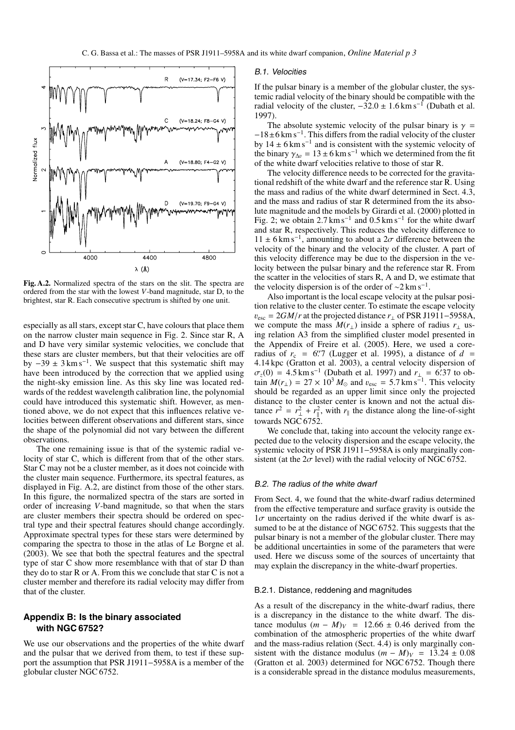**Fig. A.2.** Normalized spectra of the stars on the slit. The spectra are ordered from the star with the lowest $V$-band magnitude, star D, to the brightest, star R. Each consecutive spectrum is shifted by one unit.

especially as all stars, except star C, have colours that place them on the narrow cluster main sequence in Fig. 2. Since star R, A and D have very similar systemic velocities, we conclude that these stars are cluster members, but that their velocities are off by $-39 \pm 3\,\mathrm{km\,s^{-1}}$. We suspect that this systematic shift may have been introduced by the correction that we applied using the night-sky emission line. As this sky line was located redwards of the reddest wavelength calibration line, the polynomial could have introduced this systematic shift. However, as mentioned above, we do not expect that this influences relative velocities between different observations and different stars, since the shape of the polynomial did not vary between the different observations.

The one remaining issue is that of the systemic radial velocity of star C, which is different from that of the other stars. Star C may not be a cluster member, as it does not coincide with the cluster main sequence. Furthermore, its spectral features, as displayed in Fig. A.2, are distinct from those of the other stars. In this figure, the normalized spectra of the stars are sorted in order of increasing $V$-band magnitude, so that when the stars are cluster members their spectra should be ordered on spectral type and their spectral features should change accordingly. Approximate spectral types for these stars were determined by comparing the spectra to those in the atlas of Le Borgne et al. (2003). We see that both the spectral features and the spectral type of star C show more resemblance with that of star D than they do to star R or A. From this we conclude that star C is not a cluster member and therefore its radial velocity may differ from that of the cluster.

## Appendix B: Is the binary associated with NGC 6752?

We use our observations and the properties of the white dwarf and the pulsar that we derived from them, to test if these support the assumption that PSR J1911−5958A is a member of the globular cluster NGC 6752.

### B.1. Velocities

If the pulsar binary is a member of the globular cluster, the systemic radial velocity of the binary should be compatible with the radial velocity of the cluster, $-32.0 \pm 1.6\,\mathrm{km\,s^{-1}}$ (Dubath et al. 1997).

The absolute systemic velocity of the pulsar binary is $\gamma = -18 \pm 6\,\mathrm{km\,s^{-1}}$. This differs from the radial velocity of the cluster by $14 \pm 6\,\mathrm{km\,s^{-1}}$ and is consistent with the systemic velocity of the binary $\gamma_{\Delta v} = 13 \pm 6\,\mathrm{km\,s^{-1}}$ which we determined from the fit of the white dwarf velocities relative to those of star R.

The velocity difference needs to be corrected for the gravitational redshift of the white dwarf and the reference star R. Using the mass and radius of the white dwarf determined in Sect. 4.3, and the mass and radius of star R determined from the its absolute magnitude and the models by Girardi et al. (2000) plotted in Fig. 2; we obtain $2.7\,\mathrm{km\,s^{-1}}$ and $0.5\,\mathrm{km\,s^{-1}}$ for the white dwarf and star R, respectively. This reduces the velocity difference to $11 \pm 6\,\mathrm{km\,s^{-1}}$, amounting to about a $2\sigma$ difference between the velocity of the binary and the velocity of the cluster. A part of this velocity difference may be due to the dispersion in the velocity between the pulsar binary and the reference star R. From the scatter in the velocities of stars R, A and D, we estimate that the velocity dispersion is of the order of $\sim 2\,\mathrm{km\,s^{-1}}$.

Also important is the local escape velocity at the pulsar position relative to the cluster center. To estimate the escape velocity $v_{\mathrm{esc}} = 2GM/r$ at the projected distance $r_{\perp}$ of PSR J1911−5958A, we compute the mass $M(r_{\perp})$ inside a sphere of radius $r_{\perp}$ using relation A3 from the simplified cluster model presented in the Appendix of Freire et al. (2005). Here, we used a core-radius of $r_c = 6\farcs7$ (Lugger et al. 1995), a distance of $d = 4.14$ kpc (Gratton et al. 2003), a central velocity dispersion of $\sigma_z(0) = 4.5\,\mathrm{km\,s^{-1}}$ (Dubath et al. 1997) and $r_{\perp} = 6\farcm37$ to obtain $M(r_{\perp}) = 27 \times 10^3\,M_{\odot}$ and $v_{\mathrm{esc}} = 5.7\,\mathrm{km\,s^{-1}}$. This velocity should be regarded as an upper limit since only the projected distance to the cluster center is known and not the actual distance $r^2 = r_{\perp}^2 + r_{\parallel}^2$, with $r_{\parallel}$ the distance along the line-of-sight towards NGC 6752.

We conclude that, taking into account the velocity range expected due to the velocity dispersion and the escape velocity, the systemic velocity of PSR J1911−5958A is only marginally consistent (at the $2\sigma$ level) with the radial velocity of NGC 6752.

### B.2. The radius of the white dwarf

From Sect. 4, we found that the white-dwarf radius determined from the effective temperature and surface gravity is outside the $1\sigma$ uncertainty on the radius derived if the white dwarf is assumed to be at the distance of NGC 6752. This suggests that the pulsar binary is not a member of the globular cluster. There may be additional uncertainties in some of the parameters that were used. Here we discuss some of the sources of uncertainty that may explain the discrepancy in the white-dwarf properties.

#### B.2.1. Distance, reddening and magnitudes

As a result of the discrepancy in the white-dwarf radius, there is a discrepancy in the distance to the white dwarf. The distance modulus $(m - M)_V = 12.66 \pm 0.46$ derived from the combination of the atmospheric properties of the white dwarf and the mass-radius relation (Sect. 4.4) is only marginally consistent with the distance modulus $(m - M)_V = 13.24 \pm 0.08$ (Gratton et al. 2003) determined for NGC 6752. Though there is a considerable spread in the distance modulus measurements,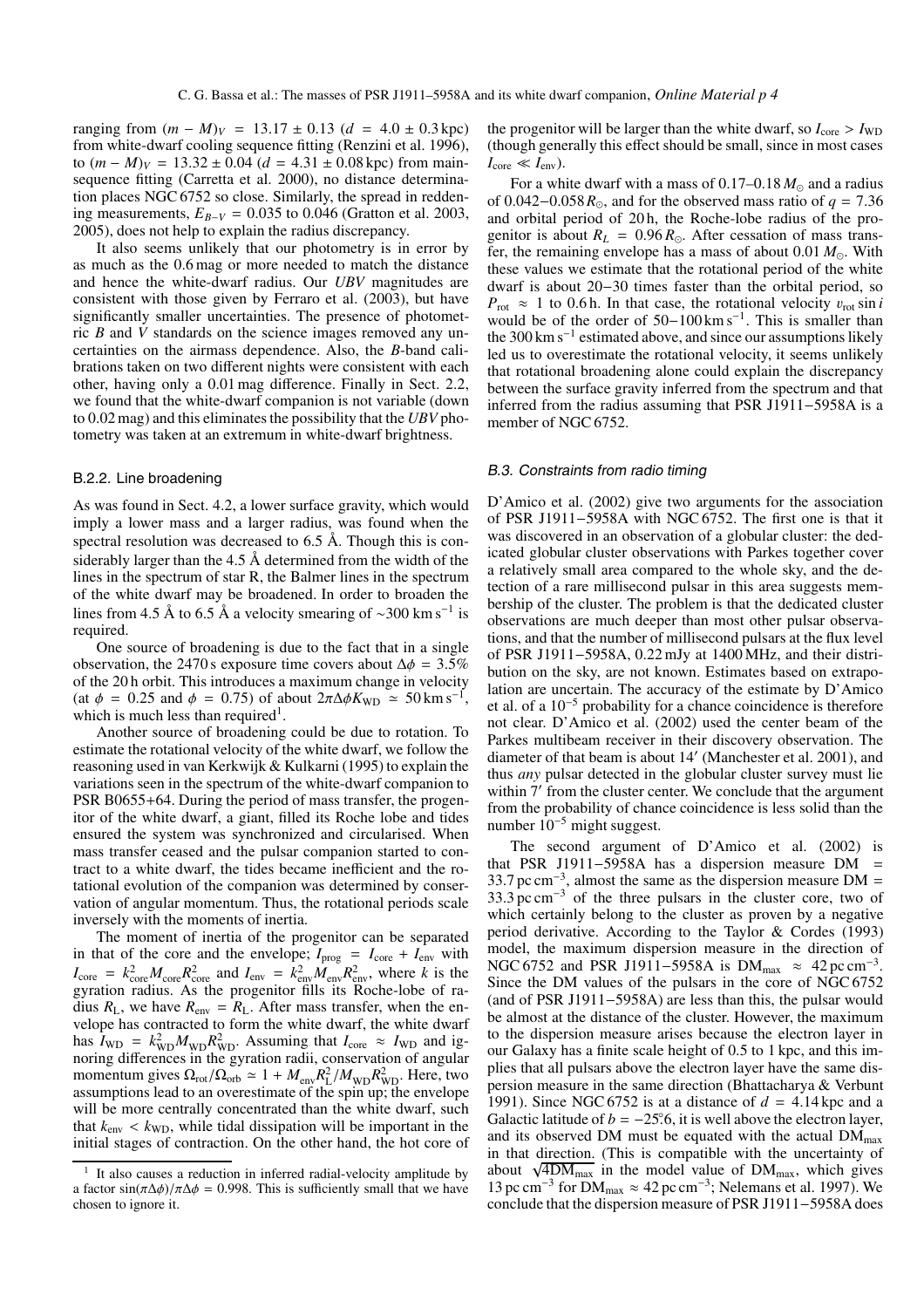ranging from $(m - M)_V = 13.17 \pm 0.13$ ($d = 4.0 \pm 0.3$ kpc) from white-dwarf cooling sequence fitting (Renzini et al. 1996), to $(m - M)_V = 13.32 \pm 0.04$ ($d = 4.31 \pm 0.08$ kpc) from main-sequence fitting (Carretta et al. 2000), no distance determination places NGC 6752 so close. Similarly, the spread in reddening measurements, $E_{B-V} = 0.035$ to $0.046$ (Gratton et al. 2003, 2005), does not help to explain the radius discrepancy.

It also seems unlikely that our photometry is in error by as much as the 0.6 mag or more needed to match the distance and hence the white-dwarf radius. Our *UBV* magnitudes are consistent with those given by Ferraro et al. (2003), but have significantly smaller uncertainties. The presence of photometric *B* and *V* standards on the science images removed any uncertainties on the airmass dependence. Also, the *B*-band calibrations taken on two different nights were consistent with each other, having only a 0.01 mag difference. Finally in Sect. 2.2, we found that the white-dwarf companion is not variable (down to 0.02 mag) and this eliminates the possibility that the *UBV* photometry was taken at an extremum in white-dwarf brightness.

#### B.2.2. Line broadening

As was found in Sect. 4.2, a lower surface gravity, which would imply a lower mass and a larger radius, was found when the spectral resolution was decreased to 6.5 Å. Though this is considerably larger than the 4.5 Å determined from the width of the lines in the spectrum of star R, the Balmer lines in the spectrum of the white dwarf may be broadened. In order to broaden the lines from 4.5 Å to 6.5 Å a velocity smearing of $\sim 300$ km s$^{-1}$ is required.

One source of broadening is due to the fact that in a single observation, the 2470 s exposure time covers about $\Delta\phi = 3.5\%$ of the 20 h orbit. This introduces a maximum change in velocity (at $\phi = 0.25$ and $\phi = 0.75$) of about $2\pi\Delta\phi K_{\rm WD} \simeq 50\,{\rm km\,s^{-1}}$, which is much less than required[1].

Another source of broadening could be due to rotation. To estimate the rotational velocity of the white dwarf, we follow the reasoning used in van Kerkwijk & Kulkarni (1995) to explain the variations seen in the spectrum of the white-dwarf companion to PSR B0655+64. During the period of mass transfer, the progenitor of the white dwarf, a giant, filled its Roche lobe and tides ensured the system was synchronized and circularised. When mass transfer ceased and the pulsar companion started to contract to a white dwarf, the tides became inefficient and the rotational evolution of the companion was determined by conservation of angular momentum. Thus, the rotational periods scale inversely with the moments of inertia.

The moment of inertia of the progenitor can be separated in that of the core and the envelope; $I_{\rm prog} = I_{\rm core} + I_{\rm env}$ with $I_{\rm core} = k^2_{\rm core} M_{\rm core} R^2_{\rm core}$ and $I_{\rm env} = k^2_{\rm env} M_{\rm env} R^2_{\rm env}$, where $k$ is the gyration radius. As the progenitor fills its Roche-lobe of radius $R_{\rm L}$, we have $R_{\rm env} = R_{\rm L}$. After mass transfer, when the envelope has contracted to form the white dwarf, the white dwarf has $I_{\rm WD} = k^2_{\rm WD} M_{\rm WD} R^2_{\rm WD}$. Assuming that $I_{\rm core} \approx I_{\rm WD}$ and ignoring differences in the gyration radii, conservation of angular momentum gives $\Omega_{\rm rot}/\Omega_{\rm orb} \simeq 1 + M_{\rm env} R^2_{\rm L} / M_{\rm WD} R^2_{\rm WD}$. Here, two assumptions lead to an overestimate of the spin up; the envelope will be more centrally concentrated than the white dwarf, such that $k_{\rm env} < k_{\rm WD}$, while tidal dissipation will be important in the initial stages of contraction. On the other hand, the hot core of the progenitor will be larger than the white dwarf, so $I_{\rm core} > I_{\rm WD}$ (though generally this effect should be small, since in most cases $I_{\rm core} \ll I_{\rm env}$).

For a white dwarf with a mass of 0.17–0.18 $M_\odot$ and a radius of 0.042–0.058 $R_\odot$, and for the observed mass ratio of $q = 7.36$ and orbital period of 20 h, the Roche-lobe radius of the progenitor is about $R_L = 0.96\,R_\odot$. After cessation of mass transfer, the remaining envelope has a mass of about 0.01 $M_\odot$. With these values we estimate that the rotational period of the white dwarf is about 20–30 times faster than the orbital period, so $P_{\rm rot} \approx 1$ to 0.6 h. In that case, the rotational velocity $v_{\rm rot} \sin i$ would be of the order of 50–100 km s$^{-1}$. This is smaller than the 300 km s$^{-1}$ estimated above, and since our assumptions likely led us to overestimate the rotational velocity, it seems unlikely that rotational broadening alone could explain the discrepancy between the surface gravity inferred from the spectrum and that inferred from the radius assuming that PSR J1911−5958A is a member of NGC 6752.

### B.3. Constraints from radio timing

D'Amico et al. (2002) give two arguments for the association of PSR J1911−5958A with NGC 6752. The first one is that it was discovered in an observation of a globular cluster: the dedicated globular cluster observations with Parkes together cover a relatively small area compared to the whole sky, and the detection of a rare millisecond pulsar in this area suggests membership of the cluster. The problem is that the dedicated cluster observations are much deeper than most other pulsar observations, and that the number of millisecond pulsars at the flux level of PSR J1911−5958A, 0.22 mJy at 1400 MHz, and their distribution on the sky, are not known. Estimates based on extrapolation are uncertain. The accuracy of the estimate by D'Amico et al. of a $10^{-5}$ probability for a chance coincidence is therefore not clear. D'Amico et al. (2002) used the center beam of the Parkes multibeam receiver in their discovery observation. The diameter of that beam is about 14′ (Manchester et al. 2001), and thus *any* pulsar detected in the globular cluster survey must lie within 7′ from the cluster center. We conclude that the argument from the probability of chance coincidence is less solid than the number $10^{-5}$ might suggest.

The second argument of D'Amico et al. (2002) is that PSR J1911−5958A has a dispersion measure DM = 33.7 pc cm$^{-3}$, almost the same as the dispersion measure DM = 33.3 pc cm$^{-3}$ of the three pulsars in the cluster core, two of which certainly belong to the cluster as proven by a negative period derivative. According to the Taylor & Cordes (1993) model, the maximum dispersion measure in the direction of NGC 6752 and PSR J1911−5958A is $\mathrm{DM_{max}} \approx 42$ pc cm$^{-3}$. Since the DM values of the pulsars in the core of NGC 6752 (and of PSR J1911−5958A) are less than this, the pulsar would be almost at the distance of the cluster. However, the maximum to the dispersion measure arises because the electron layer in our Galaxy has a finite scale height of 0.5 to 1 kpc, and this implies that all pulsars above the electron layer have the same dispersion measure in the same direction (Bhattacharya & Verbunt 1991). Since NGC 6752 is at a distance of $d = 4.14$ kpc and a Galactic latitude of $b = -25\overset{\circ}{.}6$, it is well above the electron layer, and its observed DM must be equated with the actual $\mathrm{DM_{max}}$ in that direction. (This is compatible with the uncertainty of about $\sqrt{4\mathrm{DM_{max}}}$ in the model value of $\mathrm{DM_{max}}$, which gives 13 pc cm$^{-3}$ for $\mathrm{DM_{max}} \approx 42$ pc cm$^{-3}$; Nelemans et al. 1997). We conclude that the dispersion measure of PSR J1911−5958A does

[1] It also causes a reduction in inferred radial-velocity amplitude by a factor $\sin(\pi\Delta\phi)/\pi\Delta\phi = 0.998$. This is sufficiently small that we have chosen to ignore it.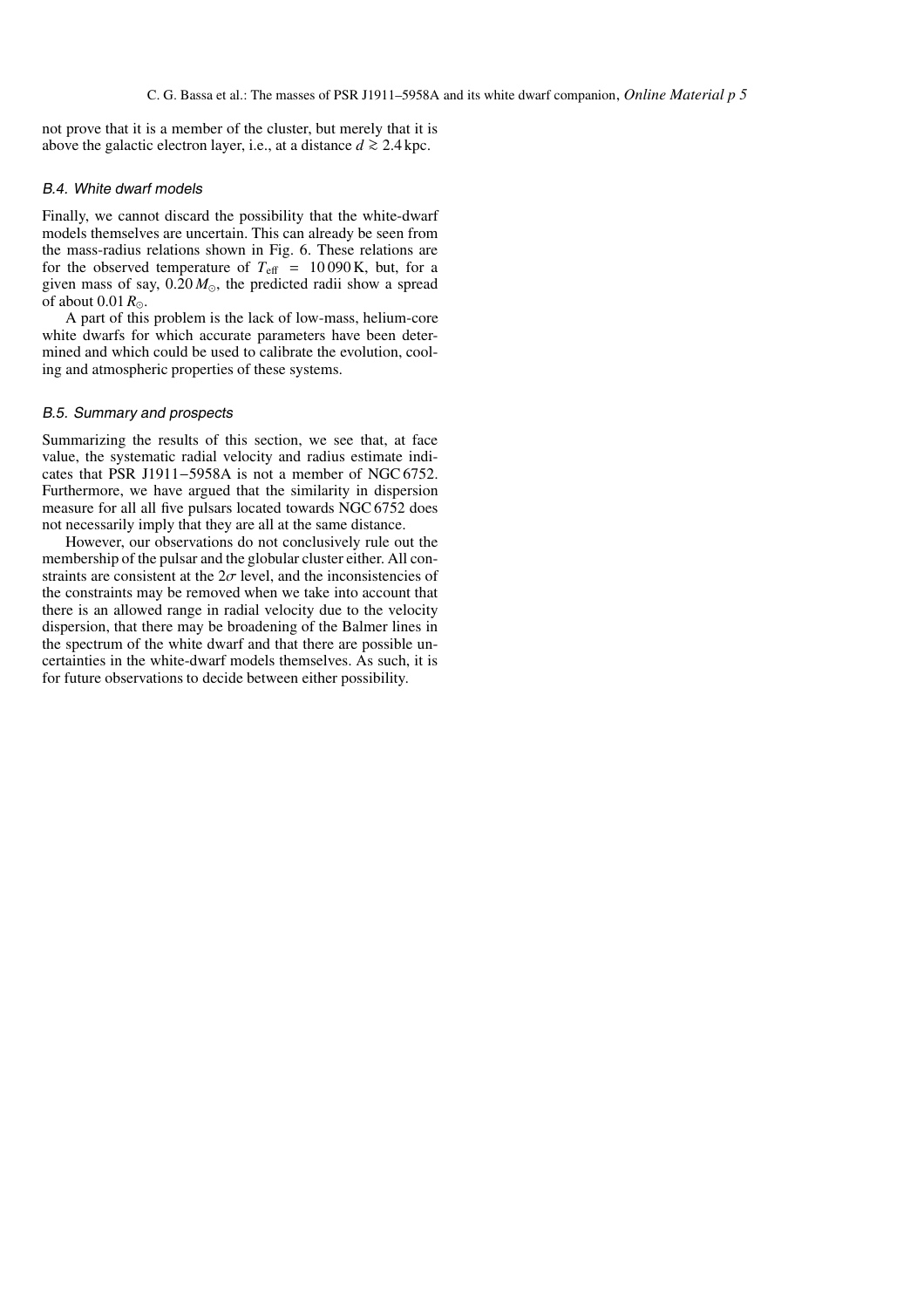not prove that it is a member of the cluster, but merely that it is above the galactic electron layer, i.e., at a distance $d \gtrsim 2.4$ kpc.

### B.4. White dwarf models

Finally, we cannot discard the possibility that the white-dwarf models themselves are uncertain. This can already be seen from the mass-radius relations shown in Fig. 6. These relations are for the observed temperature of $T_{\rm eff} = 10\,090$ K, but, for a given mass of say, $0.20\,M_{\odot}$, the predicted radii show a spread of about $0.01\,R_{\odot}$.

A part of this problem is the lack of low-mass, helium-core white dwarfs for which accurate parameters have been determined and which could be used to calibrate the evolution, cooling and atmospheric properties of these systems.

### B.5. Summary and prospects

Summarizing the results of this section, we see that, at face value, the systematic radial velocity and radius estimate indicates that PSR J1911−5958A is not a member of NGC 6752. Furthermore, we have argued that the similarity in dispersion measure for all all five pulsars located towards NGC 6752 does not necessarily imply that they are all at the same distance.

However, our observations do not conclusively rule out the membership of the pulsar and the globular cluster either. All constraints are consistent at the $2\sigma$ level, and the inconsistencies of the constraints may be removed when we take into account that there is an allowed range in radial velocity due to the velocity dispersion, that there may be broadening of the Balmer lines in the spectrum of the white dwarf and that there are possible uncertainties in the white-dwarf models themselves. As such, it is for future observations to decide between either possibility.